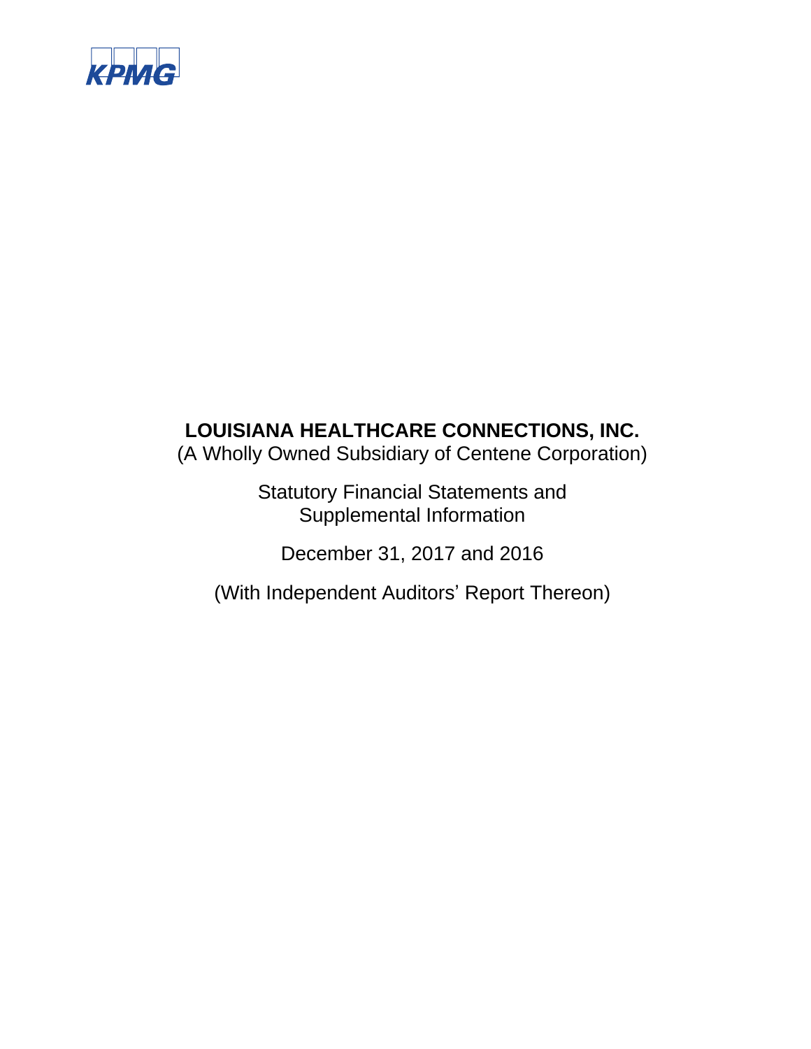KPMG

# LOUISIANA HEALTHCARE CONNECTIONS, INC.

(A Wholly Owned Subsidiary of Centene Corporation)

Statutory Financial Statements and
Supplemental Information

December 31, 2017 and 2016

(With Independent Auditors' Report Thereon)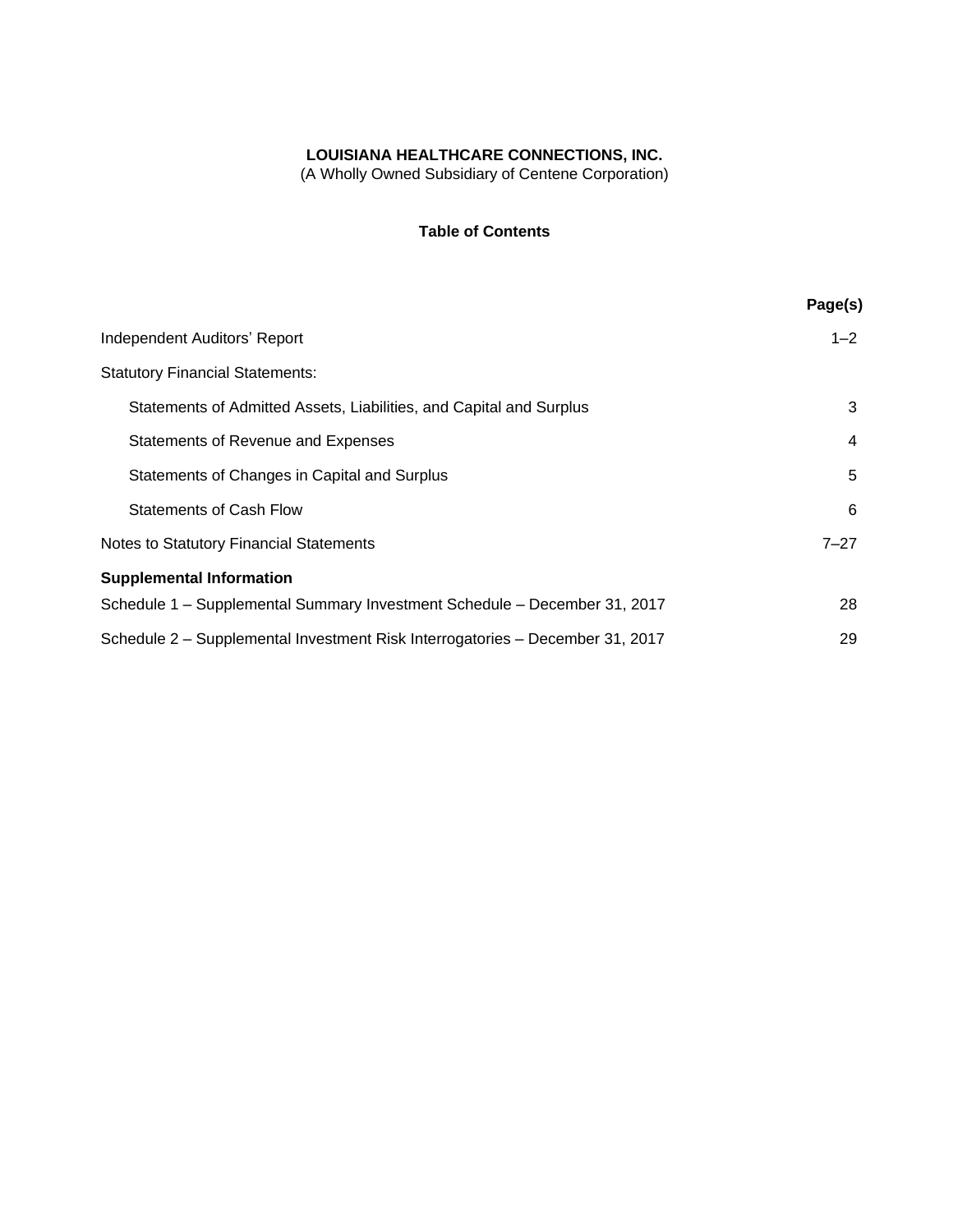**LOUISIANA HEALTHCARE CONNECTIONS, INC.**
(A Wholly Owned Subsidiary of Centene Corporation)

**Table of Contents**

| | Page(s) |
|---|---|
| Independent Auditors' Report | 1–2 |
| Statutory Financial Statements: | |
| Statements of Admitted Assets, Liabilities, and Capital and Surplus | 3 |
| Statements of Revenue and Expenses | 4 |
| Statements of Changes in Capital and Surplus | 5 |
| Statements of Cash Flow | 6 |
| Notes to Statutory Financial Statements | 7–27 |
| **Supplemental Information** | |
| Schedule 1 – Supplemental Summary Investment Schedule – December 31, 2017 | 28 |
| Schedule 2 – Supplemental Investment Risk Interrogatories – December 31, 2017 | 29 |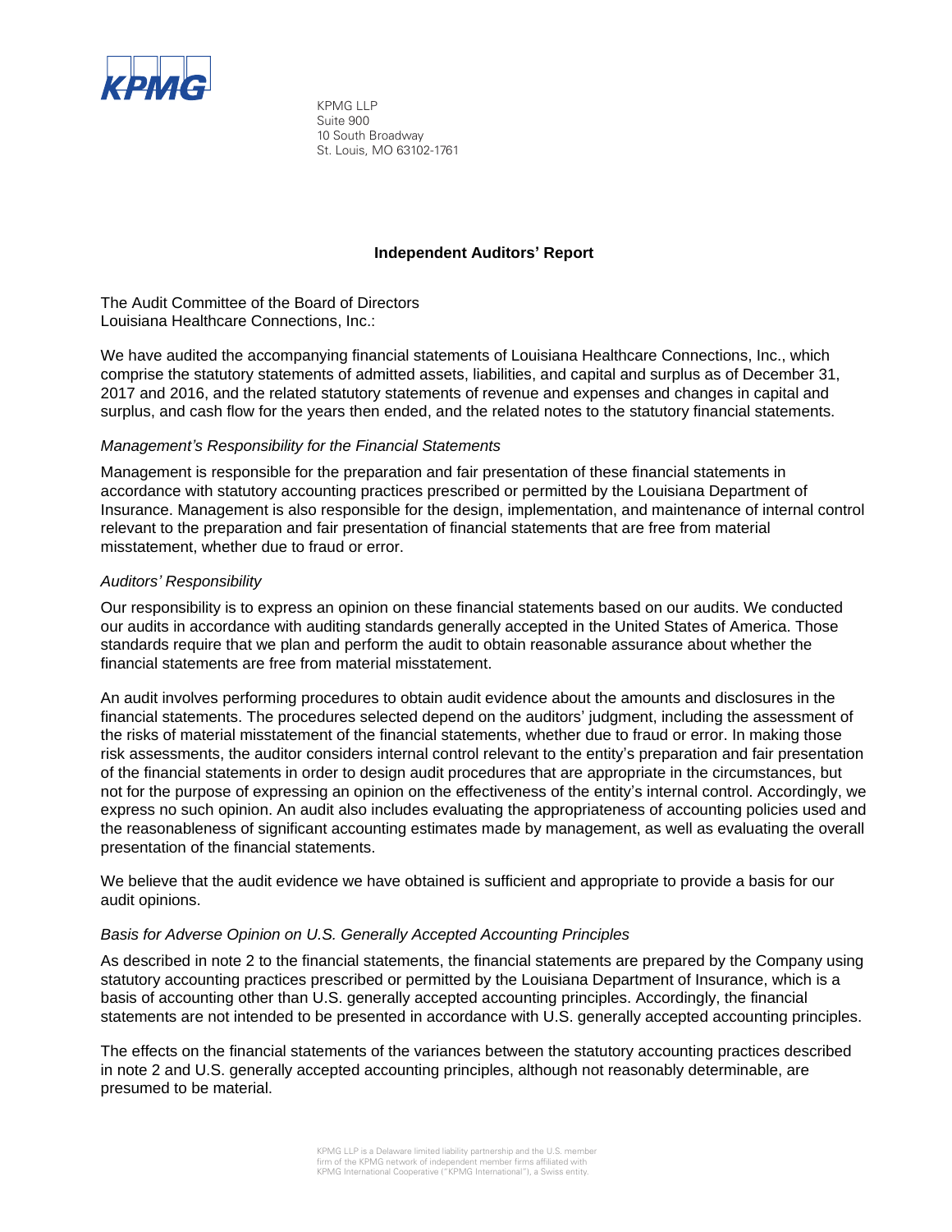KPMG

KPMG LLP
Suite 900
10 South Broadway
St. Louis, MO 63102-1761

## Independent Auditors' Report

The Audit Committee of the Board of Directors
Louisiana Healthcare Connections, Inc.:

We have audited the accompanying financial statements of Louisiana Healthcare Connections, Inc., which comprise the statutory statements of admitted assets, liabilities, and capital and surplus as of December 31, 2017 and 2016, and the related statutory statements of revenue and expenses and changes in capital and surplus, and cash flow for the years then ended, and the related notes to the statutory financial statements.

### *Management's Responsibility for the Financial Statements*

Management is responsible for the preparation and fair presentation of these financial statements in accordance with statutory accounting practices prescribed or permitted by the Louisiana Department of Insurance. Management is also responsible for the design, implementation, and maintenance of internal control relevant to the preparation and fair presentation of financial statements that are free from material misstatement, whether due to fraud or error.

### *Auditors' Responsibility*

Our responsibility is to express an opinion on these financial statements based on our audits. We conducted our audits in accordance with auditing standards generally accepted in the United States of America. Those standards require that we plan and perform the audit to obtain reasonable assurance about whether the financial statements are free from material misstatement.

An audit involves performing procedures to obtain audit evidence about the amounts and disclosures in the financial statements. The procedures selected depend on the auditors' judgment, including the assessment of the risks of material misstatement of the financial statements, whether due to fraud or error. In making those risk assessments, the auditor considers internal control relevant to the entity's preparation and fair presentation of the financial statements in order to design audit procedures that are appropriate in the circumstances, but not for the purpose of expressing an opinion on the effectiveness of the entity's internal control. Accordingly, we express no such opinion. An audit also includes evaluating the appropriateness of accounting policies used and the reasonableness of significant accounting estimates made by management, as well as evaluating the overall presentation of the financial statements.

We believe that the audit evidence we have obtained is sufficient and appropriate to provide a basis for our audit opinions.

### *Basis for Adverse Opinion on U.S. Generally Accepted Accounting Principles*

As described in note 2 to the financial statements, the financial statements are prepared by the Company using statutory accounting practices prescribed or permitted by the Louisiana Department of Insurance, which is a basis of accounting other than U.S. generally accepted accounting principles. Accordingly, the financial statements are not intended to be presented in accordance with U.S. generally accepted accounting principles.

The effects on the financial statements of the variances between the statutory accounting practices described in note 2 and U.S. generally accepted accounting principles, although not reasonably determinable, are presumed to be material.

KPMG LLP is a Delaware limited liability partnership and the U.S. member firm of the KPMG network of independent member firms affiliated with KPMG International Cooperative ("KPMG International"), a Swiss entity.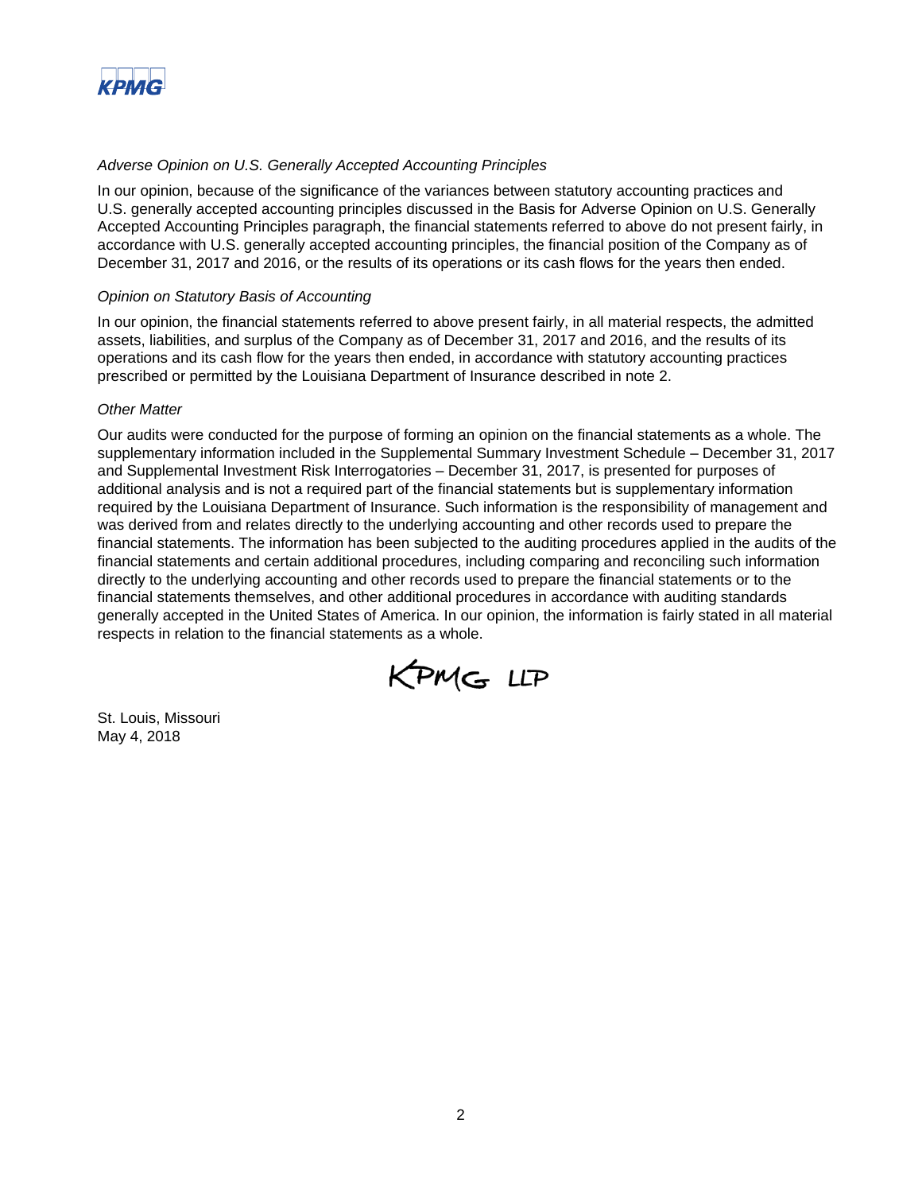*Adverse Opinion on U.S. Generally Accepted Accounting Principles*

In our opinion, because of the significance of the variances between statutory accounting practices and U.S. generally accepted accounting principles discussed in the Basis for Adverse Opinion on U.S. Generally Accepted Accounting Principles paragraph, the financial statements referred to above do not present fairly, in accordance with U.S. generally accepted accounting principles, the financial position of the Company as of December 31, 2017 and 2016, or the results of its operations or its cash flows for the years then ended.

*Opinion on Statutory Basis of Accounting*

In our opinion, the financial statements referred to above present fairly, in all material respects, the admitted assets, liabilities, and surplus of the Company as of December 31, 2017 and 2016, and the results of its operations and its cash flow for the years then ended, in accordance with statutory accounting practices prescribed or permitted by the Louisiana Department of Insurance described in note 2.

*Other Matter*

Our audits were conducted for the purpose of forming an opinion on the financial statements as a whole. The supplementary information included in the Supplemental Summary Investment Schedule – December 31, 2017 and Supplemental Investment Risk Interrogatories – December 31, 2017, is presented for purposes of additional analysis and is not a required part of the financial statements but is supplementary information required by the Louisiana Department of Insurance. Such information is the responsibility of management and was derived from and relates directly to the underlying accounting and other records used to prepare the financial statements. The information has been subjected to the auditing procedures applied in the audits of the financial statements and certain additional procedures, including comparing and reconciling such information directly to the underlying accounting and other records used to prepare the financial statements or to the financial statements themselves, and other additional procedures in accordance with auditing standards generally accepted in the United States of America. In our opinion, the information is fairly stated in all material respects in relation to the financial statements as a whole.

KPMG LLP

St. Louis, Missouri
May 4, 2018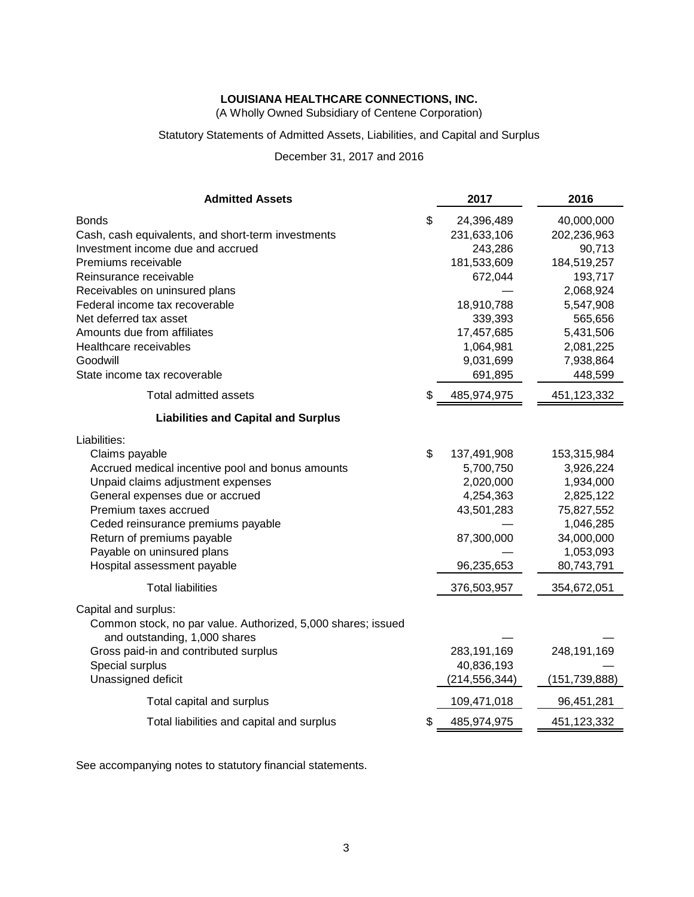**LOUISIANA HEALTHCARE CONNECTIONS, INC.**

(A Wholly Owned Subsidiary of Centene Corporation)

Statutory Statements of Admitted Assets, Liabilities, and Capital and Surplus

December 31, 2017 and 2016

| **Admitted Assets** | | **2017** | **2016** |
|---|---|---|---|
| Bonds | $ | 24,396,489 | 40,000,000 |
| Cash, cash equivalents, and short-term investments | | 231,633,106 | 202,236,963 |
| Investment income due and accrued | | 243,286 | 90,713 |
| Premiums receivable | | 181,533,609 | 184,519,257 |
| Reinsurance receivable | | 672,044 | 193,717 |
| Receivables on uninsured plans | | — | 2,068,924 |
| Federal income tax recoverable | | 18,910,788 | 5,547,908 |
| Net deferred tax asset | | 339,393 | 565,656 |
| Amounts due from affiliates | | 17,457,685 | 5,431,506 |
| Healthcare receivables | | 1,064,981 | 2,081,225 |
| Goodwill | | 9,031,699 | 7,938,864 |
| State income tax recoverable | | 691,895 | 448,599 |
| Total admitted assets | $ | 485,974,975 | 451,123,332 |
| **Liabilities and Capital and Surplus** | | | |
| Liabilities: | | | |
| Claims payable | $ | 137,491,908 | 153,315,984 |
| Accrued medical incentive pool and bonus amounts | | 5,700,750 | 3,926,224 |
| Unpaid claims adjustment expenses | | 2,020,000 | 1,934,000 |
| General expenses due or accrued | | 4,254,363 | 2,825,122 |
| Premium taxes accrued | | 43,501,283 | 75,827,552 |
| Ceded reinsurance premiums payable | | — | 1,046,285 |
| Return of premiums payable | | 87,300,000 | 34,000,000 |
| Payable on uninsured plans | | — | 1,053,093 |
| Hospital assessment payable | | 96,235,653 | 80,743,791 |
| Total liabilities | | 376,503,957 | 354,672,051 |
| Capital and surplus: | | | |
| Common stock, no par value. Authorized, 5,000 shares; issued and outstanding, 1,000 shares | | — | — |
| Gross paid-in and contributed surplus | | 283,191,169 | 248,191,169 |
| Special surplus | | 40,836,193 | — |
| Unassigned deficit | | (214,556,344) | (151,739,888) |
| Total capital and surplus | | 109,471,018 | 96,451,281 |
| Total liabilities and capital and surplus | $ | 485,974,975 | 451,123,332 |

See accompanying notes to statutory financial statements.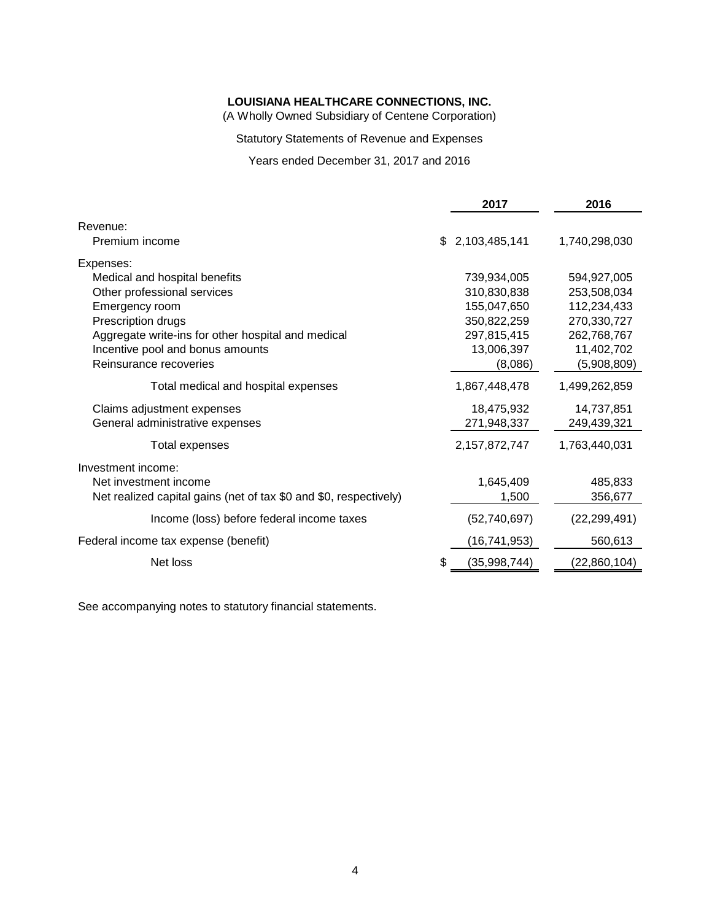**LOUISIANA HEALTHCARE CONNECTIONS, INC.**

(A Wholly Owned Subsidiary of Centene Corporation)

Statutory Statements of Revenue and Expenses

Years ended December 31, 2017 and 2016

| | 2017 | 2016 |
|---|---|---|
| Revenue: | | |
| Premium income | $ 2,103,485,141 | 1,740,298,030 |
| Expenses: | | |
| Medical and hospital benefits | 739,934,005 | 594,927,005 |
| Other professional services | 310,830,838 | 253,508,034 |
| Emergency room | 155,047,650 | 112,234,433 |
| Prescription drugs | 350,822,259 | 270,330,727 |
| Aggregate write-ins for other hospital and medical | 297,815,415 | 262,768,767 |
| Incentive pool and bonus amounts | 13,006,397 | 11,402,702 |
| Reinsurance recoveries | (8,086) | (5,908,809) |
| Total medical and hospital expenses | 1,867,448,478 | 1,499,262,859 |
| Claims adjustment expenses | 18,475,932 | 14,737,851 |
| General administrative expenses | 271,948,337 | 249,439,321 |
| Total expenses | 2,157,872,747 | 1,763,440,031 |
| Investment income: | | |
| Net investment income | 1,645,409 | 485,833 |
| Net realized capital gains (net of tax $0 and $0, respectively) | 1,500 | 356,677 |
| Income (loss) before federal income taxes | (52,740,697) | (22,299,491) |
| Federal income tax expense (benefit) | (16,741,953) | 560,613 |
| Net loss | $ (35,998,744) | (22,860,104) |

See accompanying notes to statutory financial statements.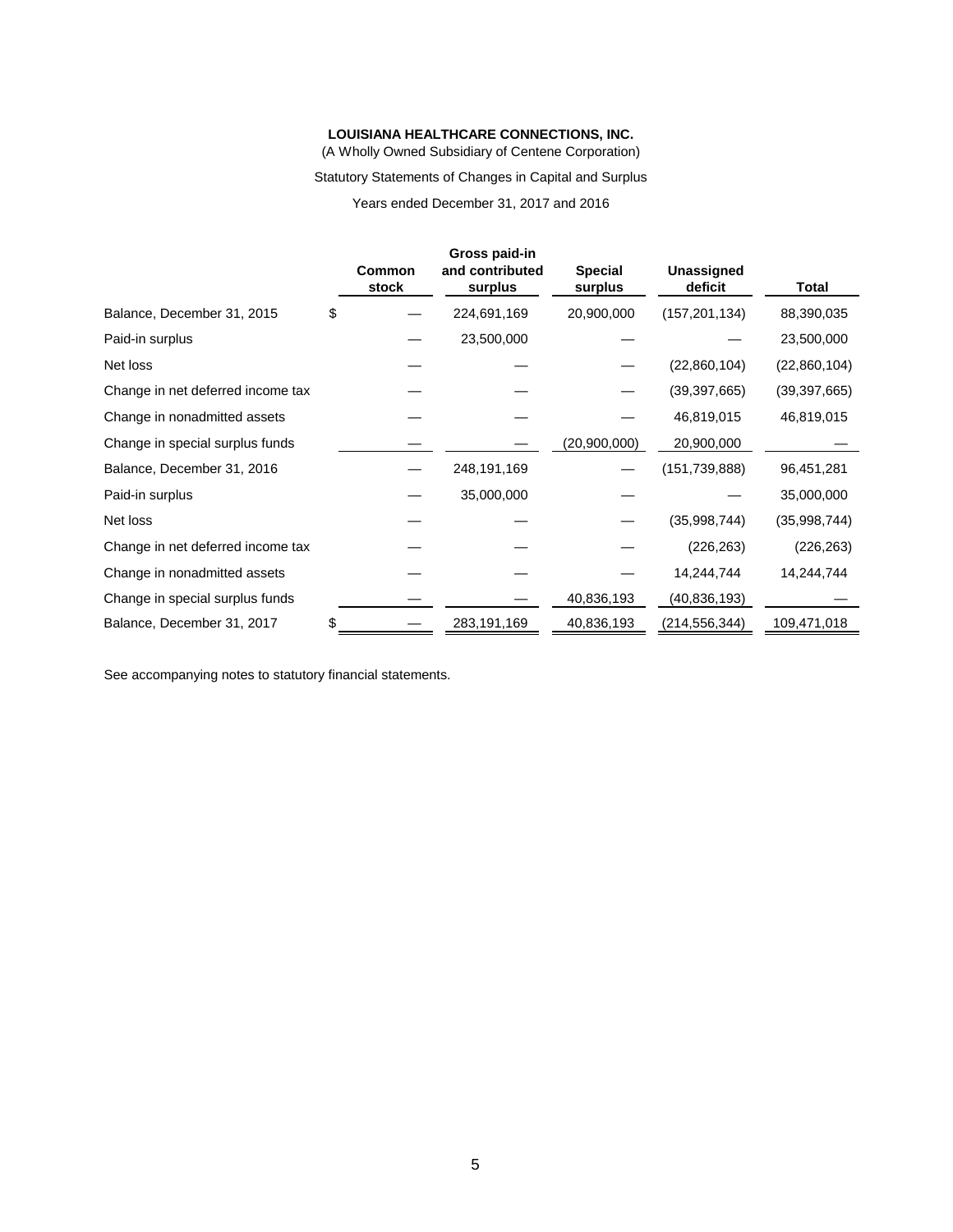**LOUISIANA HEALTHCARE CONNECTIONS, INC.**

(A Wholly Owned Subsidiary of Centene Corporation)

Statutory Statements of Changes in Capital and Surplus

Years ended December 31, 2017 and 2016

| | Common stock | Gross paid-in and contributed surplus | Special surplus | Unassigned deficit | Total |
|---|---|---|---|---|---|
| Balance, December 31, 2015 | $ — | 224,691,169 | 20,900,000 | (157,201,134) | 88,390,035 |
| Paid-in surplus | — | 23,500,000 | — | — | 23,500,000 |
| Net loss | — | — | — | (22,860,104) | (22,860,104) |
| Change in net deferred income tax | — | — | — | (39,397,665) | (39,397,665) |
| Change in nonadmitted assets | — | — | — | 46,819,015 | 46,819,015 |
| Change in special surplus funds | — | — | (20,900,000) | 20,900,000 | — |
| Balance, December 31, 2016 | — | 248,191,169 | — | (151,739,888) | 96,451,281 |
| Paid-in surplus | — | 35,000,000 | — | — | 35,000,000 |
| Net loss | — | — | — | (35,998,744) | (35,998,744) |
| Change in net deferred income tax | — | — | — | (226,263) | (226,263) |
| Change in nonadmitted assets | — | — | — | 14,244,744 | 14,244,744 |
| Change in special surplus funds | — | — | 40,836,193 | (40,836,193) | — |
| Balance, December 31, 2017 | $ — | 283,191,169 | 40,836,193 | (214,556,344) | 109,471,018 |

See accompanying notes to statutory financial statements.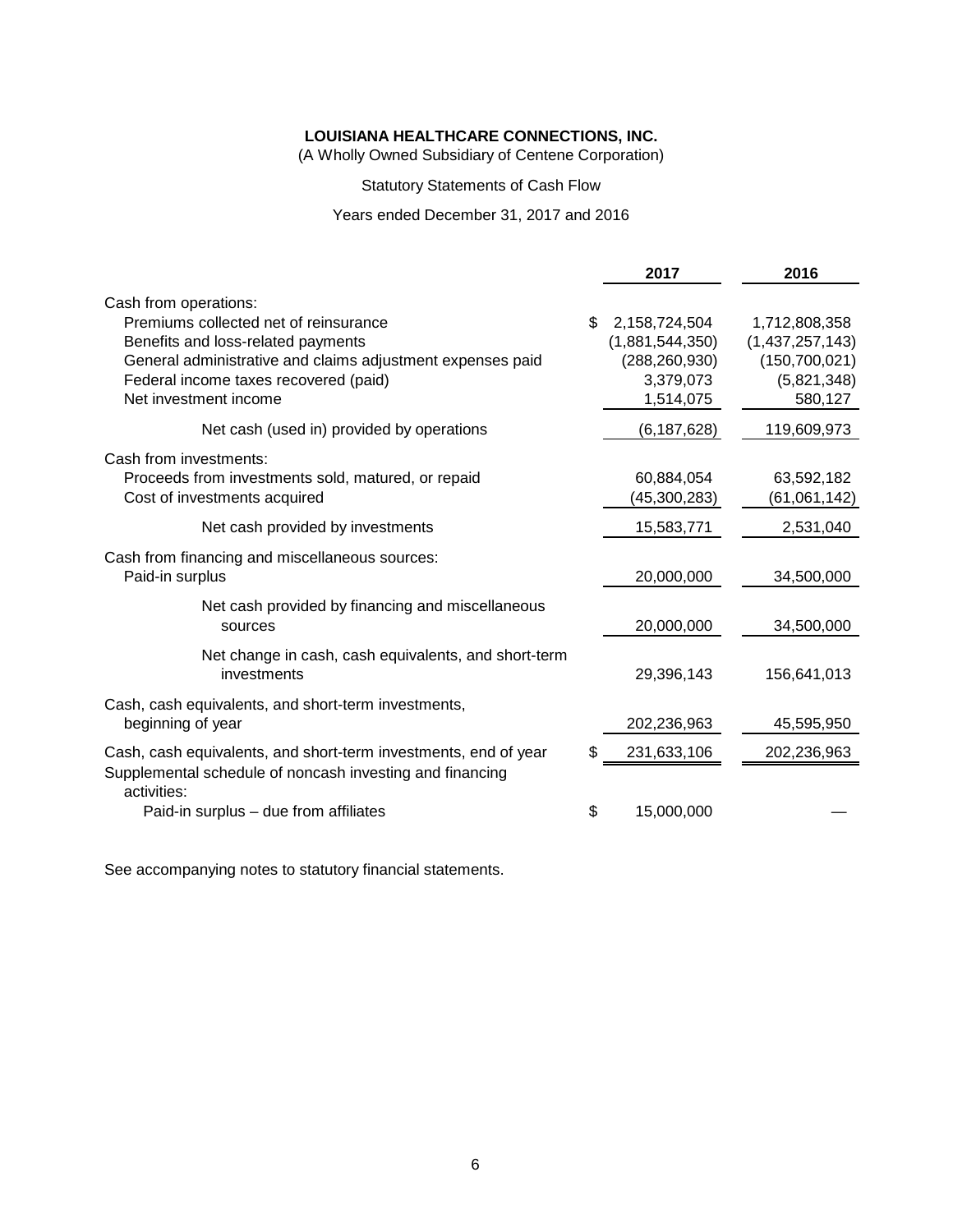**LOUISIANA HEALTHCARE CONNECTIONS, INC.**

(A Wholly Owned Subsidiary of Centene Corporation)

Statutory Statements of Cash Flow

Years ended December 31, 2017 and 2016

| | 2017 | 2016 |
|---|---|---|
| Cash from operations: | | |
| Premiums collected net of reinsurance | $ 2,158,724,504 | 1,712,808,358 |
| Benefits and loss-related payments | (1,881,544,350) | (1,437,257,143) |
| General administrative and claims adjustment expenses paid | (288,260,930) | (150,700,021) |
| Federal income taxes recovered (paid) | 3,379,073 | (5,821,348) |
| Net investment income | 1,514,075 | 580,127 |
| Net cash (used in) provided by operations | (6,187,628) | 119,609,973 |
| Cash from investments: | | |
| Proceeds from investments sold, matured, or repaid | 60,884,054 | 63,592,182 |
| Cost of investments acquired | (45,300,283) | (61,061,142) |
| Net cash provided by investments | 15,583,771 | 2,531,040 |
| Cash from financing and miscellaneous sources: | | |
| Paid-in surplus | 20,000,000 | 34,500,000 |
| Net cash provided by financing and miscellaneous sources | 20,000,000 | 34,500,000 |
| Net change in cash, cash equivalents, and short-term investments | 29,396,143 | 156,641,013 |
| Cash, cash equivalents, and short-term investments, beginning of year | 202,236,963 | 45,595,950 |
| Cash, cash equivalents, and short-term investments, end of year | $ 231,633,106 | 202,236,963 |
| Supplemental schedule of noncash investing and financing activities: | | |
| Paid-in surplus – due from affiliates | $ 15,000,000 | — |

See accompanying notes to statutory financial statements.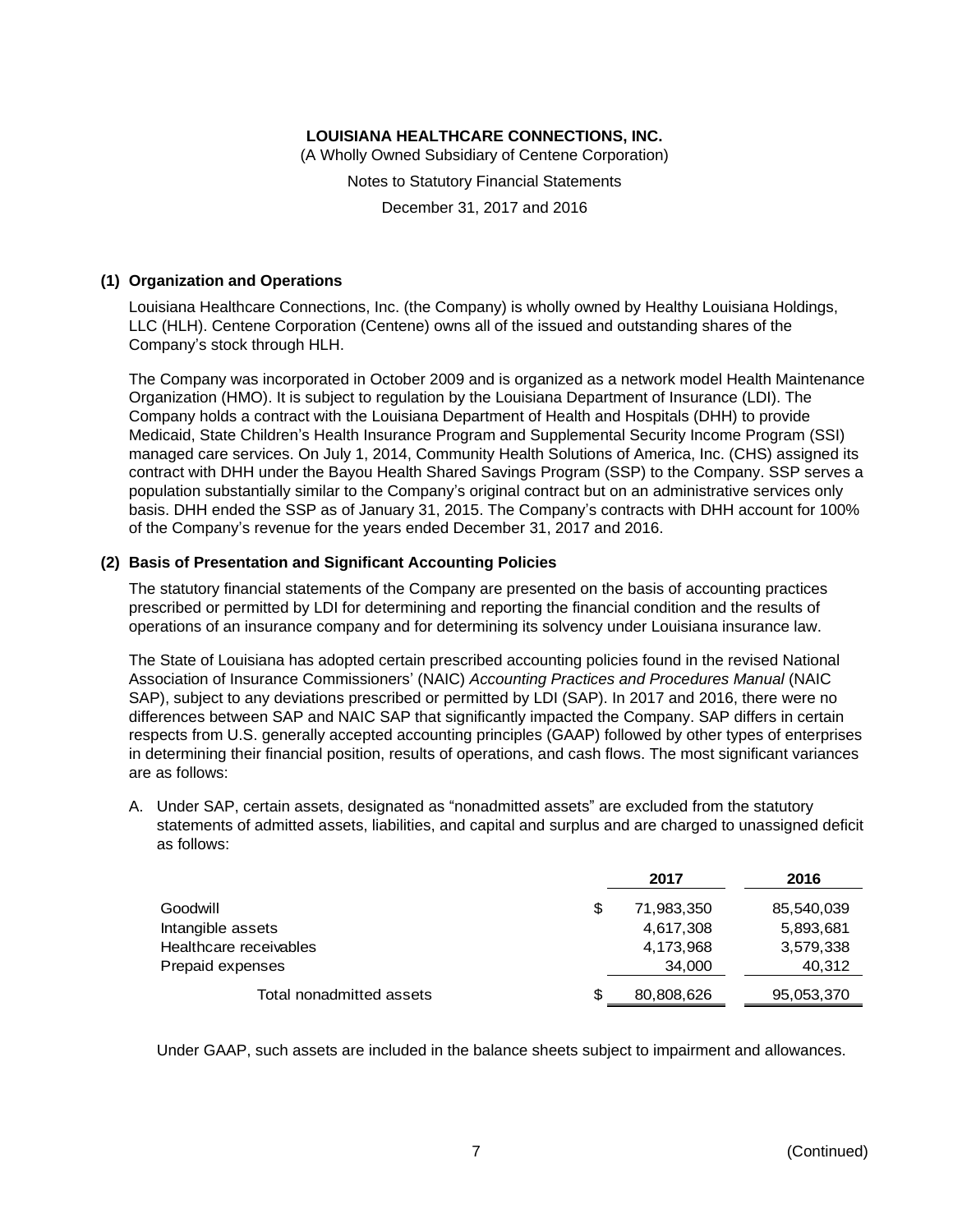**LOUISIANA HEALTHCARE CONNECTIONS, INC.**

(A Wholly Owned Subsidiary of Centene Corporation)

Notes to Statutory Financial Statements

December 31, 2017 and 2016

## (1) Organization and Operations

Louisiana Healthcare Connections, Inc. (the Company) is wholly owned by Healthy Louisiana Holdings, LLC (HLH). Centene Corporation (Centene) owns all of the issued and outstanding shares of the Company's stock through HLH.

The Company was incorporated in October 2009 and is organized as a network model Health Maintenance Organization (HMO). It is subject to regulation by the Louisiana Department of Insurance (LDI). The Company holds a contract with the Louisiana Department of Health and Hospitals (DHH) to provide Medicaid, State Children's Health Insurance Program and Supplemental Security Income Program (SSI) managed care services. On July 1, 2014, Community Health Solutions of America, Inc. (CHS) assigned its contract with DHH under the Bayou Health Shared Savings Program (SSP) to the Company. SSP serves a population substantially similar to the Company's original contract but on an administrative services only basis. DHH ended the SSP as of January 31, 2015. The Company's contracts with DHH account for 100% of the Company's revenue for the years ended December 31, 2017 and 2016.

## (2) Basis of Presentation and Significant Accounting Policies

The statutory financial statements of the Company are presented on the basis of accounting practices prescribed or permitted by LDI for determining and reporting the financial condition and the results of operations of an insurance company and for determining its solvency under Louisiana insurance law.

The State of Louisiana has adopted certain prescribed accounting policies found in the revised National Association of Insurance Commissioners' (NAIC) *Accounting Practices and Procedures Manual* (NAIC SAP), subject to any deviations prescribed or permitted by LDI (SAP). In 2017 and 2016, there were no differences between SAP and NAIC SAP that significantly impacted the Company. SAP differs in certain respects from U.S. generally accepted accounting principles (GAAP) followed by other types of enterprises in determining their financial position, results of operations, and cash flows. The most significant variances are as follows:

A. Under SAP, certain assets, designated as "nonadmitted assets" are excluded from the statutory statements of admitted assets, liabilities, and capital and surplus and are charged to unassigned deficit as follows:

| | 2017 | 2016 |
|---|---|---|
| Goodwill | $ 71,983,350 | 85,540,039 |
| Intangible assets | 4,617,308 | 5,893,681 |
| Healthcare receivables | 4,173,968 | 3,579,338 |
| Prepaid expenses | 34,000 | 40,312 |
| Total nonadmitted assets | $ 80,808,626 | 95,053,370 |

Under GAAP, such assets are included in the balance sheets subject to impairment and allowances.

(Continued)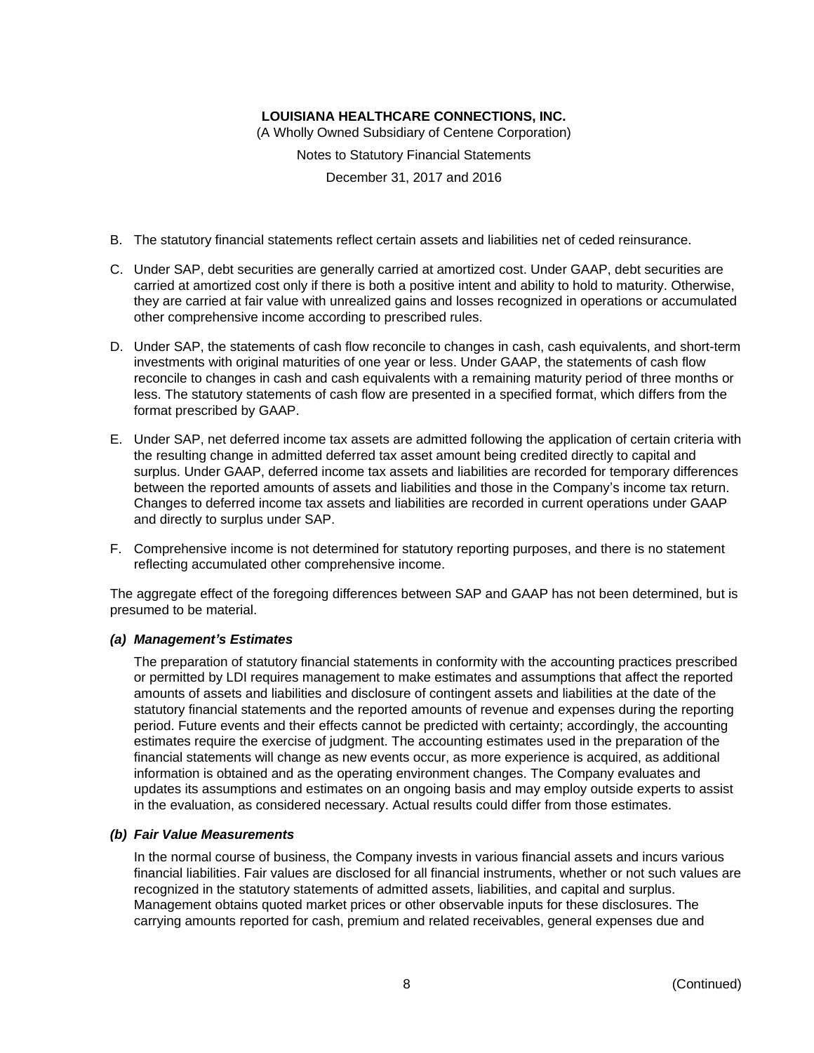B. The statutory financial statements reflect certain assets and liabilities net of ceded reinsurance.

C. Under SAP, debt securities are generally carried at amortized cost. Under GAAP, debt securities are carried at amortized cost only if there is both a positive intent and ability to hold to maturity. Otherwise, they are carried at fair value with unrealized gains and losses recognized in operations or accumulated other comprehensive income according to prescribed rules.

D. Under SAP, the statements of cash flow reconcile to changes in cash, cash equivalents, and short-term investments with original maturities of one year or less. Under GAAP, the statements of cash flow reconcile to changes in cash and cash equivalents with a remaining maturity period of three months or less. The statutory statements of cash flow are presented in a specified format, which differs from the format prescribed by GAAP.

E. Under SAP, net deferred income tax assets are admitted following the application of certain criteria with the resulting change in admitted deferred tax asset amount being credited directly to capital and surplus. Under GAAP, deferred income tax assets and liabilities are recorded for temporary differences between the reported amounts of assets and liabilities and those in the Company's income tax return. Changes to deferred income tax assets and liabilities are recorded in current operations under GAAP and directly to surplus under SAP.

F. Comprehensive income is not determined for statutory reporting purposes, and there is no statement reflecting accumulated other comprehensive income.

The aggregate effect of the foregoing differences between SAP and GAAP has not been determined, but is presumed to be material.

***(a) Management's Estimates***

The preparation of statutory financial statements in conformity with the accounting practices prescribed or permitted by LDI requires management to make estimates and assumptions that affect the reported amounts of assets and liabilities and disclosure of contingent assets and liabilities at the date of the statutory financial statements and the reported amounts of revenue and expenses during the reporting period. Future events and their effects cannot be predicted with certainty; accordingly, the accounting estimates require the exercise of judgment. The accounting estimates used in the preparation of the financial statements will change as new events occur, as more experience is acquired, as additional information is obtained and as the operating environment changes. The Company evaluates and updates its assumptions and estimates on an ongoing basis and may employ outside experts to assist in the evaluation, as considered necessary. Actual results could differ from those estimates.

***(b) Fair Value Measurements***

In the normal course of business, the Company invests in various financial assets and incurs various financial liabilities. Fair values are disclosed for all financial instruments, whether or not such values are recognized in the statutory statements of admitted assets, liabilities, and capital and surplus. Management obtains quoted market prices or other observable inputs for these disclosures. The carrying amounts reported for cash, premium and related receivables, general expenses due and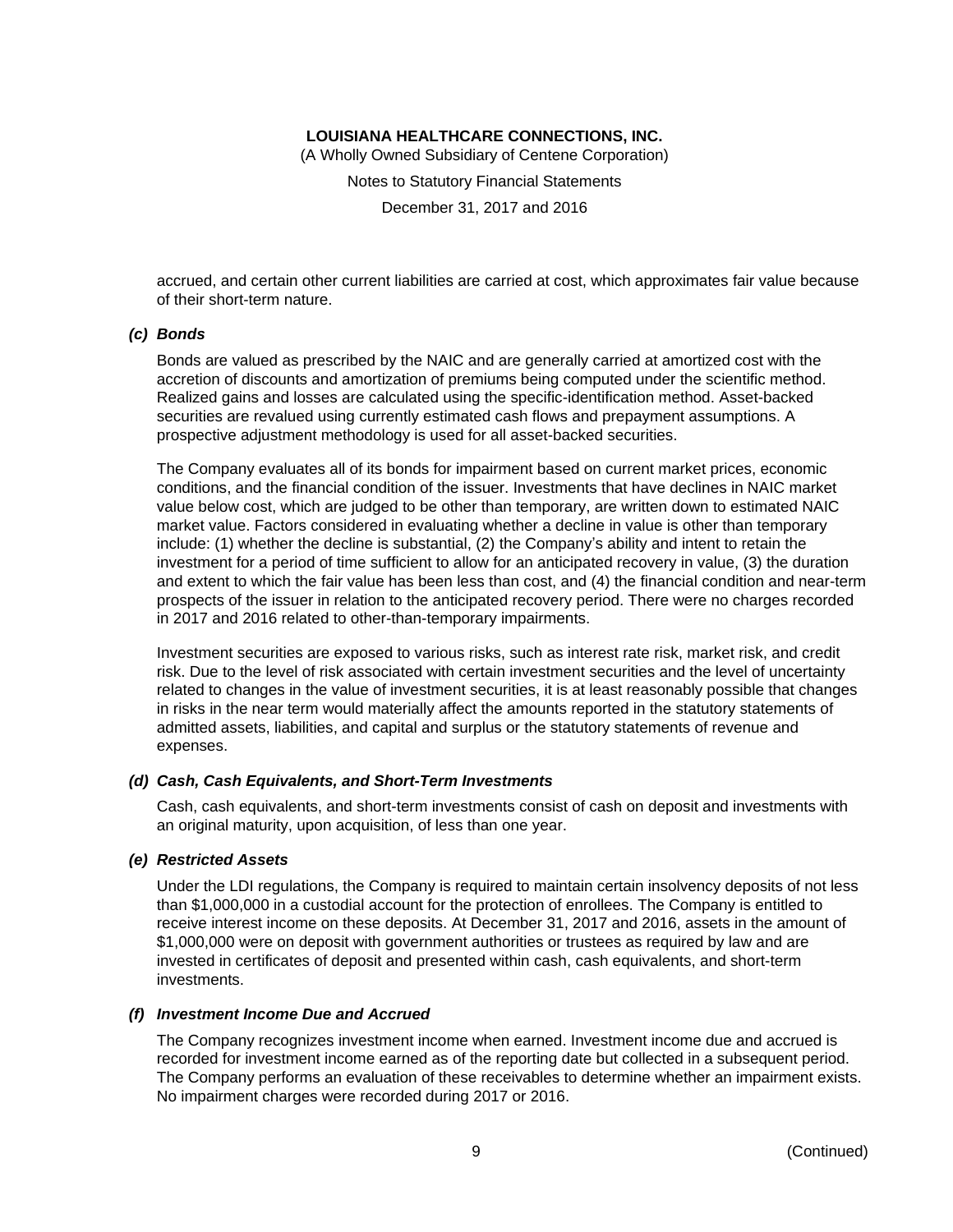accrued, and certain other current liabilities are carried at cost, which approximates fair value because of their short-term nature.

### *(c) Bonds*

Bonds are valued as prescribed by the NAIC and are generally carried at amortized cost with the accretion of discounts and amortization of premiums being computed under the scientific method. Realized gains and losses are calculated using the specific-identification method. Asset-backed securities are revalued using currently estimated cash flows and prepayment assumptions. A prospective adjustment methodology is used for all asset-backed securities.

The Company evaluates all of its bonds for impairment based on current market prices, economic conditions, and the financial condition of the issuer. Investments that have declines in NAIC market value below cost, which are judged to be other than temporary, are written down to estimated NAIC market value. Factors considered in evaluating whether a decline in value is other than temporary include: (1) whether the decline is substantial, (2) the Company's ability and intent to retain the investment for a period of time sufficient to allow for an anticipated recovery in value, (3) the duration and extent to which the fair value has been less than cost, and (4) the financial condition and near-term prospects of the issuer in relation to the anticipated recovery period. There were no charges recorded in 2017 and 2016 related to other-than-temporary impairments.

Investment securities are exposed to various risks, such as interest rate risk, market risk, and credit risk. Due to the level of risk associated with certain investment securities and the level of uncertainty related to changes in the value of investment securities, it is at least reasonably possible that changes in risks in the near term would materially affect the amounts reported in the statutory statements of admitted assets, liabilities, and capital and surplus or the statutory statements of revenue and expenses.

### *(d) Cash, Cash Equivalents, and Short-Term Investments*

Cash, cash equivalents, and short-term investments consist of cash on deposit and investments with an original maturity, upon acquisition, of less than one year.

### *(e) Restricted Assets*

Under the LDI regulations, the Company is required to maintain certain insolvency deposits of not less than $1,000,000 in a custodial account for the protection of enrollees. The Company is entitled to receive interest income on these deposits. At December 31, 2017 and 2016, assets in the amount of $1,000,000 were on deposit with government authorities or trustees as required by law and are invested in certificates of deposit and presented within cash, cash equivalents, and short-term investments.

### *(f) Investment Income Due and Accrued*

The Company recognizes investment income when earned. Investment income due and accrued is recorded for investment income earned as of the reporting date but collected in a subsequent period. The Company performs an evaluation of these receivables to determine whether an impairment exists. No impairment charges were recorded during 2017 or 2016.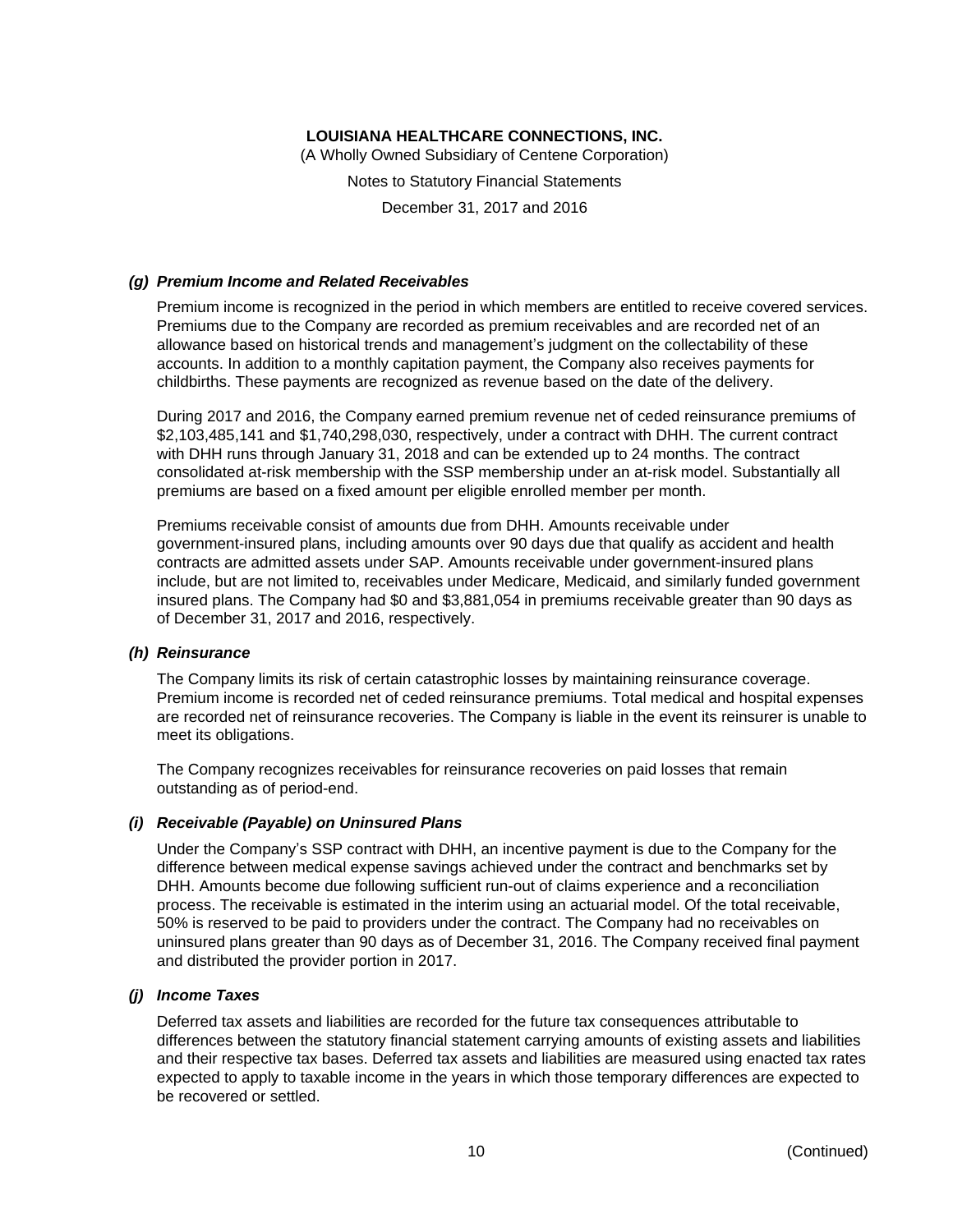### *(g) Premium Income and Related Receivables*

Premium income is recognized in the period in which members are entitled to receive covered services. Premiums due to the Company are recorded as premium receivables and are recorded net of an allowance based on historical trends and management's judgment on the collectability of these accounts. In addition to a monthly capitation payment, the Company also receives payments for childbirths. These payments are recognized as revenue based on the date of the delivery.

During 2017 and 2016, the Company earned premium revenue net of ceded reinsurance premiums of $2,103,485,141 and $1,740,298,030, respectively, under a contract with DHH. The current contract with DHH runs through January 31, 2018 and can be extended up to 24 months. The contract consolidated at-risk membership with the SSP membership under an at-risk model. Substantially all premiums are based on a fixed amount per eligible enrolled member per month.

Premiums receivable consist of amounts due from DHH. Amounts receivable under government-insured plans, including amounts over 90 days due that qualify as accident and health contracts are admitted assets under SAP. Amounts receivable under government-insured plans include, but are not limited to, receivables under Medicare, Medicaid, and similarly funded government insured plans. The Company had $0 and $3,881,054 in premiums receivable greater than 90 days as of December 31, 2017 and 2016, respectively.

### *(h) Reinsurance*

The Company limits its risk of certain catastrophic losses by maintaining reinsurance coverage. Premium income is recorded net of ceded reinsurance premiums. Total medical and hospital expenses are recorded net of reinsurance recoveries. The Company is liable in the event its reinsurer is unable to meet its obligations.

The Company recognizes receivables for reinsurance recoveries on paid losses that remain outstanding as of period-end.

### *(i) Receivable (Payable) on Uninsured Plans*

Under the Company's SSP contract with DHH, an incentive payment is due to the Company for the difference between medical expense savings achieved under the contract and benchmarks set by DHH. Amounts become due following sufficient run-out of claims experience and a reconciliation process. The receivable is estimated in the interim using an actuarial model. Of the total receivable, 50% is reserved to be paid to providers under the contract. The Company had no receivables on uninsured plans greater than 90 days as of December 31, 2016. The Company received final payment and distributed the provider portion in 2017.

### *(j) Income Taxes*

Deferred tax assets and liabilities are recorded for the future tax consequences attributable to differences between the statutory financial statement carrying amounts of existing assets and liabilities and their respective tax bases. Deferred tax assets and liabilities are measured using enacted tax rates expected to apply to taxable income in the years in which those temporary differences are expected to be recovered or settled.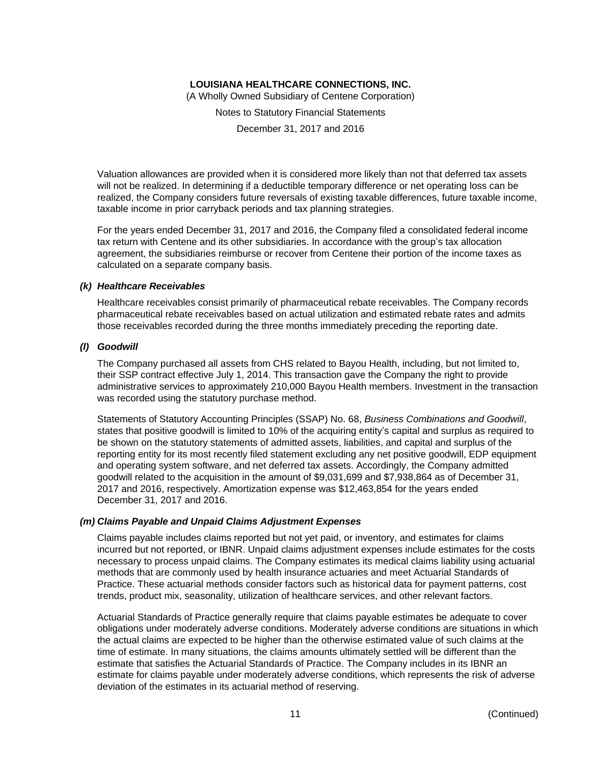Valuation allowances are provided when it is considered more likely than not that deferred tax assets will not be realized. In determining if a deductible temporary difference or net operating loss can be realized, the Company considers future reversals of existing taxable differences, future taxable income, taxable income in prior carryback periods and tax planning strategies.

For the years ended December 31, 2017 and 2016, the Company filed a consolidated federal income tax return with Centene and its other subsidiaries. In accordance with the group's tax allocation agreement, the subsidiaries reimburse or recover from Centene their portion of the income taxes as calculated on a separate company basis.

### *(k) Healthcare Receivables*

Healthcare receivables consist primarily of pharmaceutical rebate receivables. The Company records pharmaceutical rebate receivables based on actual utilization and estimated rebate rates and admits those receivables recorded during the three months immediately preceding the reporting date.

### *(l) Goodwill*

The Company purchased all assets from CHS related to Bayou Health, including, but not limited to, their SSP contract effective July 1, 2014. This transaction gave the Company the right to provide administrative services to approximately 210,000 Bayou Health members. Investment in the transaction was recorded using the statutory purchase method.

Statements of Statutory Accounting Principles (SSAP) No. 68, *Business Combinations and Goodwill*, states that positive goodwill is limited to 10% of the acquiring entity's capital and surplus as required to be shown on the statutory statements of admitted assets, liabilities, and capital and surplus of the reporting entity for its most recently filed statement excluding any net positive goodwill, EDP equipment and operating system software, and net deferred tax assets. Accordingly, the Company admitted goodwill related to the acquisition in the amount of $9,031,699 and $7,938,864 as of December 31, 2017 and 2016, respectively. Amortization expense was $12,463,854 for the years ended December 31, 2017 and 2016.

### *(m) Claims Payable and Unpaid Claims Adjustment Expenses*

Claims payable includes claims reported but not yet paid, or inventory, and estimates for claims incurred but not reported, or IBNR. Unpaid claims adjustment expenses include estimates for the costs necessary to process unpaid claims. The Company estimates its medical claims liability using actuarial methods that are commonly used by health insurance actuaries and meet Actuarial Standards of Practice. These actuarial methods consider factors such as historical data for payment patterns, cost trends, product mix, seasonality, utilization of healthcare services, and other relevant factors.

Actuarial Standards of Practice generally require that claims payable estimates be adequate to cover obligations under moderately adverse conditions. Moderately adverse conditions are situations in which the actual claims are expected to be higher than the otherwise estimated value of such claims at the time of estimate. In many situations, the claims amounts ultimately settled will be different than the estimate that satisfies the Actuarial Standards of Practice. The Company includes in its IBNR an estimate for claims payable under moderately adverse conditions, which represents the risk of adverse deviation of the estimates in its actuarial method of reserving.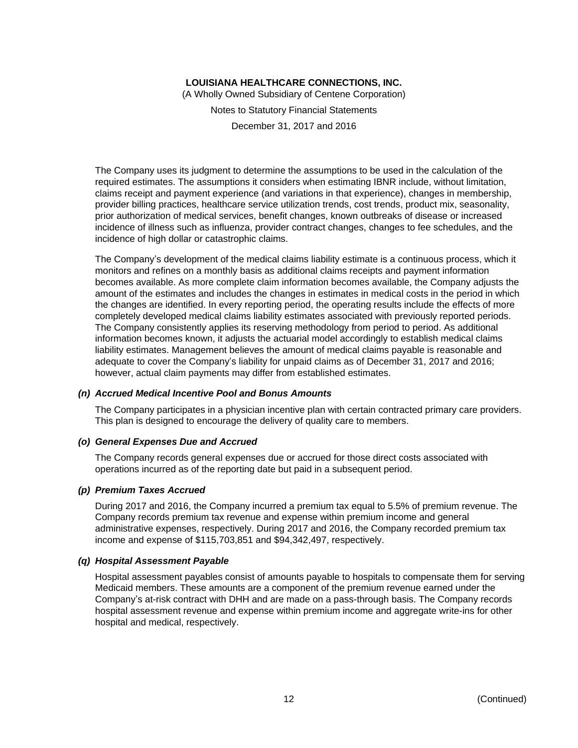The Company uses its judgment to determine the assumptions to be used in the calculation of the required estimates. The assumptions it considers when estimating IBNR include, without limitation, claims receipt and payment experience (and variations in that experience), changes in membership, provider billing practices, healthcare service utilization trends, cost trends, product mix, seasonality, prior authorization of medical services, benefit changes, known outbreaks of disease or increased incidence of illness such as influenza, provider contract changes, changes to fee schedules, and the incidence of high dollar or catastrophic claims.

The Company's development of the medical claims liability estimate is a continuous process, which it monitors and refines on a monthly basis as additional claims receipts and payment information becomes available. As more complete claim information becomes available, the Company adjusts the amount of the estimates and includes the changes in estimates in medical costs in the period in which the changes are identified. In every reporting period, the operating results include the effects of more completely developed medical claims liability estimates associated with previously reported periods. The Company consistently applies its reserving methodology from period to period. As additional information becomes known, it adjusts the actuarial model accordingly to establish medical claims liability estimates. Management believes the amount of medical claims payable is reasonable and adequate to cover the Company's liability for unpaid claims as of December 31, 2017 and 2016; however, actual claim payments may differ from established estimates.

### *(n) Accrued Medical Incentive Pool and Bonus Amounts*

The Company participates in a physician incentive plan with certain contracted primary care providers. This plan is designed to encourage the delivery of quality care to members.

### *(o) General Expenses Due and Accrued*

The Company records general expenses due or accrued for those direct costs associated with operations incurred as of the reporting date but paid in a subsequent period.

### *(p) Premium Taxes Accrued*

During 2017 and 2016, the Company incurred a premium tax equal to 5.5% of premium revenue. The Company records premium tax revenue and expense within premium income and general administrative expenses, respectively. During 2017 and 2016, the Company recorded premium tax income and expense of $115,703,851 and $94,342,497, respectively.

### *(q) Hospital Assessment Payable*

Hospital assessment payables consist of amounts payable to hospitals to compensate them for serving Medicaid members. These amounts are a component of the premium revenue earned under the Company's at-risk contract with DHH and are made on a pass-through basis. The Company records hospital assessment revenue and expense within premium income and aggregate write-ins for other hospital and medical, respectively.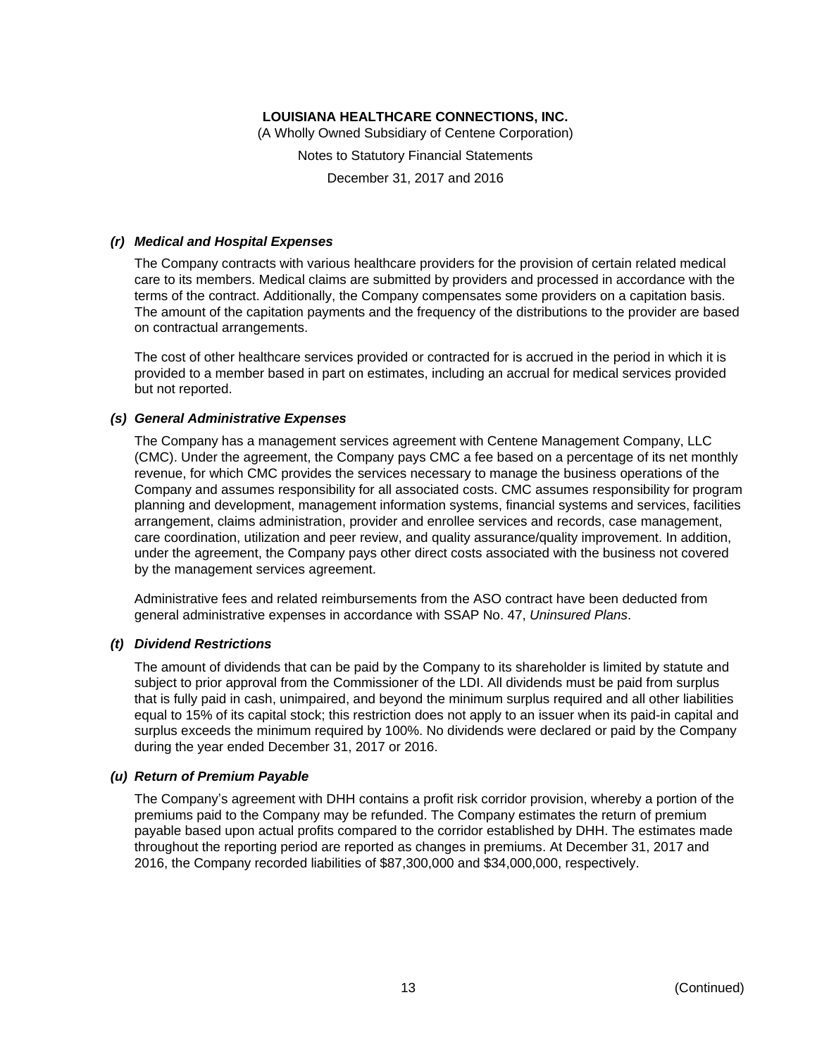### *(r) Medical and Hospital Expenses*

The Company contracts with various healthcare providers for the provision of certain related medical care to its members. Medical claims are submitted by providers and processed in accordance with the terms of the contract. Additionally, the Company compensates some providers on a capitation basis. The amount of the capitation payments and the frequency of the distributions to the provider are based on contractual arrangements.

The cost of other healthcare services provided or contracted for is accrued in the period in which it is provided to a member based in part on estimates, including an accrual for medical services provided but not reported.

### *(s) General Administrative Expenses*

The Company has a management services agreement with Centene Management Company, LLC (CMC). Under the agreement, the Company pays CMC a fee based on a percentage of its net monthly revenue, for which CMC provides the services necessary to manage the business operations of the Company and assumes responsibility for all associated costs. CMC assumes responsibility for program planning and development, management information systems, financial systems and services, facilities arrangement, claims administration, provider and enrollee services and records, case management, care coordination, utilization and peer review, and quality assurance/quality improvement. In addition, under the agreement, the Company pays other direct costs associated with the business not covered by the management services agreement.

Administrative fees and related reimbursements from the ASO contract have been deducted from general administrative expenses in accordance with SSAP No. 47, *Uninsured Plans*.

### *(t) Dividend Restrictions*

The amount of dividends that can be paid by the Company to its shareholder is limited by statute and subject to prior approval from the Commissioner of the LDI. All dividends must be paid from surplus that is fully paid in cash, unimpaired, and beyond the minimum surplus required and all other liabilities equal to 15% of its capital stock; this restriction does not apply to an issuer when its paid-in capital and surplus exceeds the minimum required by 100%. No dividends were declared or paid by the Company during the year ended December 31, 2017 or 2016.

### *(u) Return of Premium Payable*

The Company's agreement with DHH contains a profit risk corridor provision, whereby a portion of the premiums paid to the Company may be refunded. The Company estimates the return of premium payable based upon actual profits compared to the corridor established by DHH. The estimates made throughout the reporting period are reported as changes in premiums. At December 31, 2017 and 2016, the Company recorded liabilities of $87,300,000 and $34,000,000, respectively.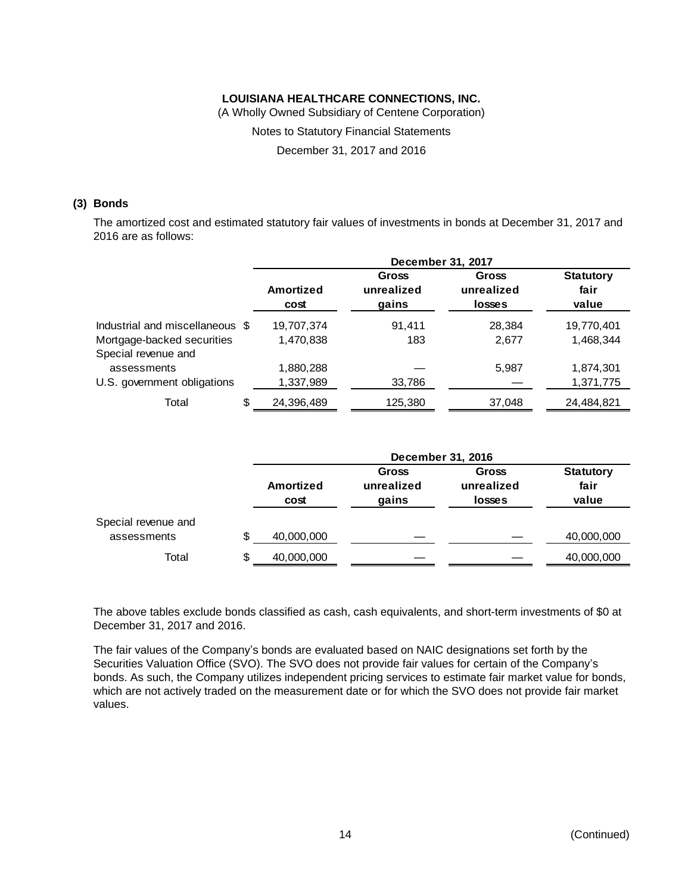### (3) Bonds

The amortized cost and estimated statutory fair values of investments in bonds at December 31, 2017 and 2016 are as follows:

| | December 31, 2017 | | | |
|---|---|---|---|---|
| | Amortized cost | Gross unrealized gains | Gross unrealized losses | Statutory fair value |
| Industrial and miscellaneous | $ 19,707,374 | 91,411 | 28,384 | 19,770,401 |
| Mortgage-backed securities | 1,470,838 | 183 | 2,677 | 1,468,344 |
| Special revenue and assessments | 1,880,288 | — | 5,987 | 1,874,301 |
| U.S. government obligations | 1,337,989 | 33,786 | — | 1,371,775 |
| Total | $ 24,396,489 | 125,380 | 37,048 | 24,484,821 |

| | December 31, 2016 | | | |
|---|---|---|---|---|
| | Amortized cost | Gross unrealized gains | Gross unrealized losses | Statutory fair value |
| Special revenue and assessments | $ 40,000,000 | — | — | 40,000,000 |
| Total | $ 40,000,000 | — | — | 40,000,000 |

The above tables exclude bonds classified as cash, cash equivalents, and short-term investments of $0 at December 31, 2017 and 2016.

The fair values of the Company's bonds are evaluated based on NAIC designations set forth by the Securities Valuation Office (SVO). The SVO does not provide fair values for certain of the Company's bonds. As such, the Company utilizes independent pricing services to estimate fair market value for bonds, which are not actively traded on the measurement date or for which the SVO does not provide fair market values.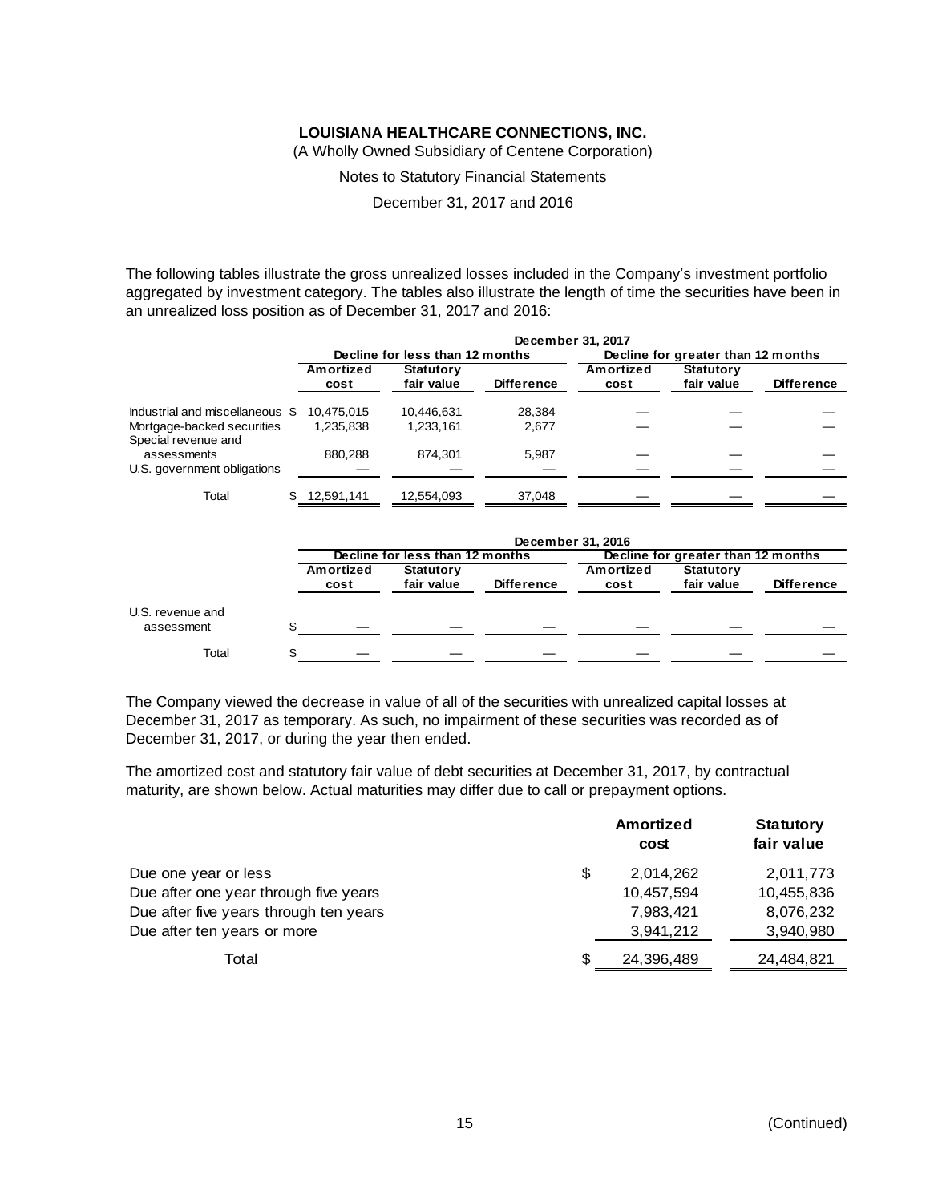# LOUISIANA HEALTHCARE CONNECTIONS, INC.

(A Wholly Owned Subsidiary of Centene Corporation)

Notes to Statutory Financial Statements

December 31, 2017 and 2016

The following tables illustrate the gross unrealized losses included in the Company's investment portfolio aggregated by investment category. The tables also illustrate the length of time the securities have been in an unrealized loss position as of December 31, 2017 and 2016:

| | December 31, 2017 | | | | | |
|---|---|---|---|---|---|---|
| | Decline for less than 12 months | | | Decline for greater than 12 months | | |
| | Amortized cost | Statutory fair value | Difference | Amortized cost | Statutory fair value | Difference |
| Industrial and miscellaneous | $ 10,475,015 | 10,446,631 | 28,384 | — | — | — |
| Mortgage-backed securities | 1,235,838 | 1,233,161 | 2,677 | — | — | — |
| Special revenue and assessments | 880,288 | 874,301 | 5,987 | — | — | — |
| U.S. government obligations | — | — | — | — | — | — |
| Total | $ 12,591,141 | 12,554,093 | 37,048 | — | — | — |

| | December 31, 2016 | | | | | |
|---|---|---|---|---|---|---|
| | Decline for less than 12 months | | | Decline for greater than 12 months | | |
| | Amortized cost | Statutory fair value | Difference | Amortized cost | Statutory fair value | Difference |
| U.S. revenue and assessment | $ — | — | — | — | — | — |
| Total | $ — | — | — | — | — | — |

The Company viewed the decrease in value of all of the securities with unrealized capital losses at December 31, 2017 as temporary. As such, no impairment of these securities was recorded as of December 31, 2017, or during the year then ended.

The amortized cost and statutory fair value of debt securities at December 31, 2017, by contractual maturity, are shown below. Actual maturities may differ due to call or prepayment options.

| | Amortized cost | Statutory fair value |
|---|---|---|
| Due one year or less | $ 2,014,262 | 2,011,773 |
| Due after one year through five years | 10,457,594 | 10,455,836 |
| Due after five years through ten years | 7,983,421 | 8,076,232 |
| Due after ten years or more | 3,941,212 | 3,940,980 |
| Total | $ 24,396,489 | 24,484,821 |

(Continued)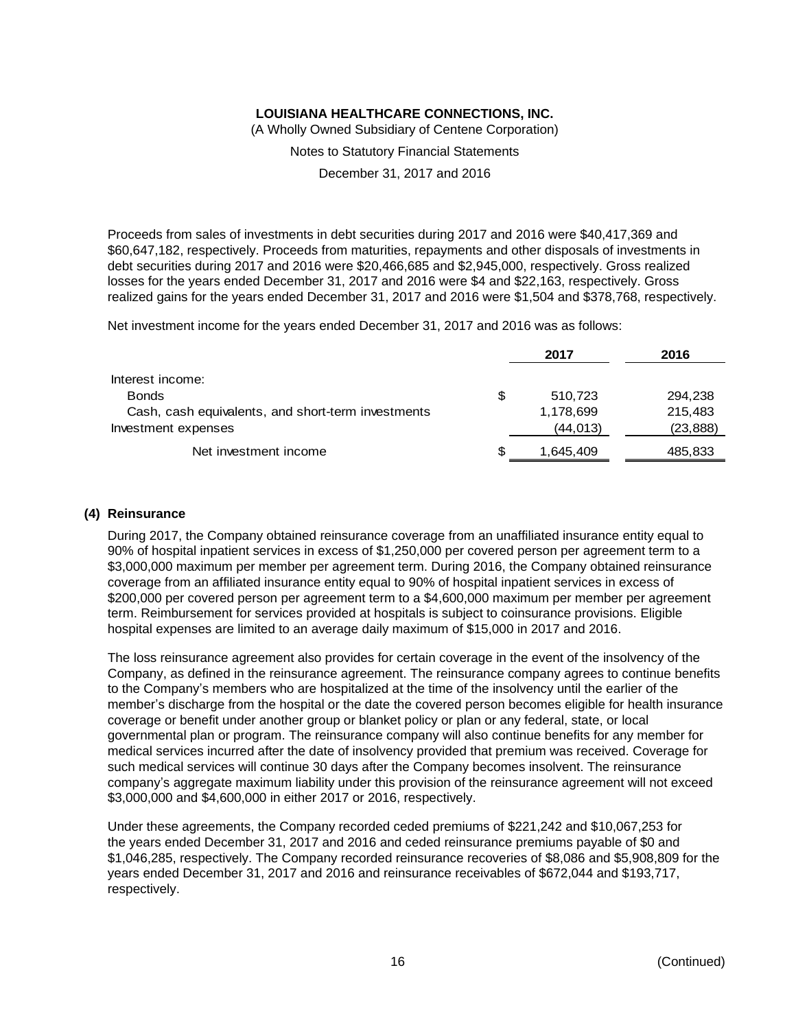Proceeds from sales of investments in debt securities during 2017 and 2016 were $40,417,369 and $60,647,182, respectively. Proceeds from maturities, repayments and other disposals of investments in debt securities during 2017 and 2016 were $20,466,685 and $2,945,000, respectively. Gross realized losses for the years ended December 31, 2017 and 2016 were $4 and $22,163, respectively. Gross realized gains for the years ended December 31, 2017 and 2016 were $1,504 and $378,768, respectively.

Net investment income for the years ended December 31, 2017 and 2016 was as follows:

| | | 2017 | 2016 |
|---|---|---|---|
| Interest income: | | | |
| Bonds | $ | 510,723 | 294,238 |
| Cash, cash equivalents, and short-term investments | | 1,178,699 | 215,483 |
| Investment expenses | | (44,013) | (23,888) |
| Net investment income | $ | 1,645,409 | 485,833 |

## (4) Reinsurance

During 2017, the Company obtained reinsurance coverage from an unaffiliated insurance entity equal to 90% of hospital inpatient services in excess of $1,250,000 per covered person per agreement term to a $3,000,000 maximum per member per agreement term. During 2016, the Company obtained reinsurance coverage from an affiliated insurance entity equal to 90% of hospital inpatient services in excess of $200,000 per covered person per agreement term to a $4,600,000 maximum per member per agreement term. Reimbursement for services provided at hospitals is subject to coinsurance provisions. Eligible hospital expenses are limited to an average daily maximum of $15,000 in 2017 and 2016.

The loss reinsurance agreement also provides for certain coverage in the event of the insolvency of the Company, as defined in the reinsurance agreement. The reinsurance company agrees to continue benefits to the Company's members who are hospitalized at the time of the insolvency until the earlier of the member's discharge from the hospital or the date the covered person becomes eligible for health insurance coverage or benefit under another group or blanket policy or plan or any federal, state, or local governmental plan or program. The reinsurance company will also continue benefits for any member for medical services incurred after the date of insolvency provided that premium was received. Coverage for such medical services will continue 30 days after the Company becomes insolvent. The reinsurance company's aggregate maximum liability under this provision of the reinsurance agreement will not exceed $3,000,000 and $4,600,000 in either 2017 or 2016, respectively.

Under these agreements, the Company recorded ceded premiums of $221,242 and $10,067,253 for the years ended December 31, 2017 and 2016 and ceded reinsurance premiums payable of $0 and $1,046,285, respectively. The Company recorded reinsurance recoveries of $8,086 and $5,908,809 for the years ended December 31, 2017 and 2016 and reinsurance receivables of $672,044 and $193,717, respectively.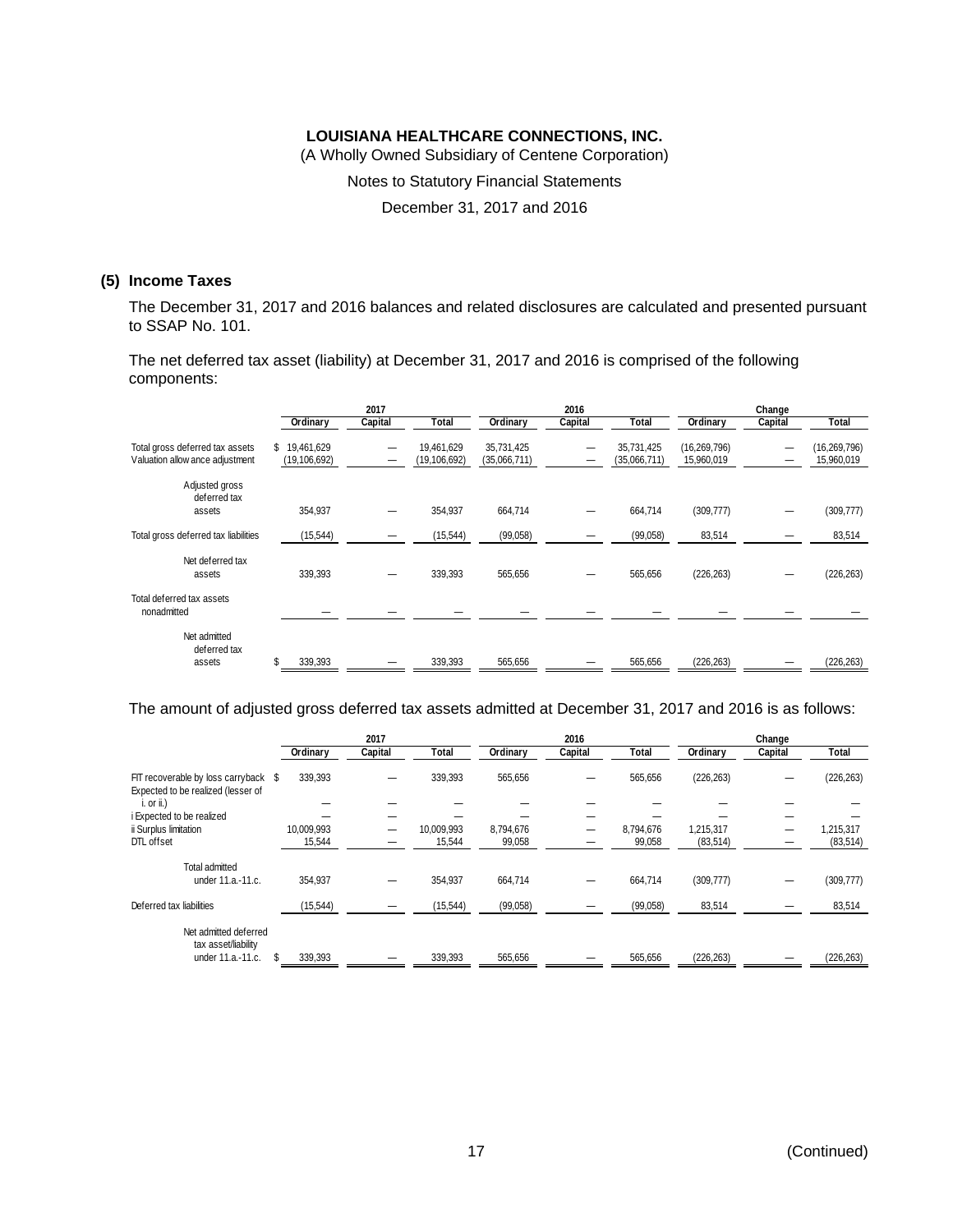**LOUISIANA HEALTHCARE CONNECTIONS, INC.**

(A Wholly Owned Subsidiary of Centene Corporation)

Notes to Statutory Financial Statements

December 31, 2017 and 2016

## (5) Income Taxes

The December 31, 2017 and 2016 balances and related disclosures are calculated and presented pursuant to SSAP No. 101.

The net deferred tax asset (liability) at December 31, 2017 and 2016 is comprised of the following components:

| | 2017 | | | 2016 | | | Change | | |
|---|---|---|---|---|---|---|---|---|---|
| | Ordinary | Capital | Total | Ordinary | Capital | Total | Ordinary | Capital | Total |
| Total gross deferred tax assets | $ 19,461,629 | — | 19,461,629 | 35,731,425 | — | 35,731,425 | (16,269,796) | — | (16,269,796) |
| Valuation allowance adjustment | (19,106,692) | — | (19,106,692) | (35,066,711) | — | (35,066,711) | 15,960,019 | — | 15,960,019 |
| Adjusted gross deferred tax assets | 354,937 | — | 354,937 | 664,714 | — | 664,714 | (309,777) | — | (309,777) |
| Total gross deferred tax liabilities | (15,544) | — | (15,544) | (99,058) | — | (99,058) | 83,514 | — | 83,514 |
| Net deferred tax assets | 339,393 | — | 339,393 | 565,656 | — | 565,656 | (226,263) | — | (226,263) |
| Total deferred tax assets nonadmitted | — | — | — | — | — | — | — | — | — |
| Net admitted deferred tax assets | $ 339,393 | — | 339,393 | 565,656 | — | 565,656 | (226,263) | — | (226,263) |

The amount of adjusted gross deferred tax assets admitted at December 31, 2017 and 2016 is as follows:

| | 2017 | | | 2016 | | | Change | | |
|---|---|---|---|---|---|---|---|---|---|
| | Ordinary | Capital | Total | Ordinary | Capital | Total | Ordinary | Capital | Total |
| FIT recoverable by loss carryback | $ 339,393 | — | 339,393 | 565,656 | — | 565,656 | (226,263) | — | (226,263) |
| Expected to be realized (lesser of i. or ii.) | — | — | — | — | — | — | — | — | — |
| i Expected to be realized | — | — | — | — | — | — | — | — | — |
| ii Surplus limitation | 10,009,993 | — | 10,009,993 | 8,794,676 | — | 8,794,676 | 1,215,317 | — | 1,215,317 |
| DTL offset | 15,544 | — | 15,544 | 99,058 | — | 99,058 | (83,514) | — | (83,514) |
| Total admitted under 11.a.-11.c. | 354,937 | — | 354,937 | 664,714 | — | 664,714 | (309,777) | — | (309,777) |
| Deferred tax liabilities | (15,544) | — | (15,544) | (99,058) | — | (99,058) | 83,514 | — | 83,514 |
| Net admitted deferred tax asset/liability under 11.a.-11.c. | $ 339,393 | — | 339,393 | 565,656 | — | 565,656 | (226,263) | — | (226,263) |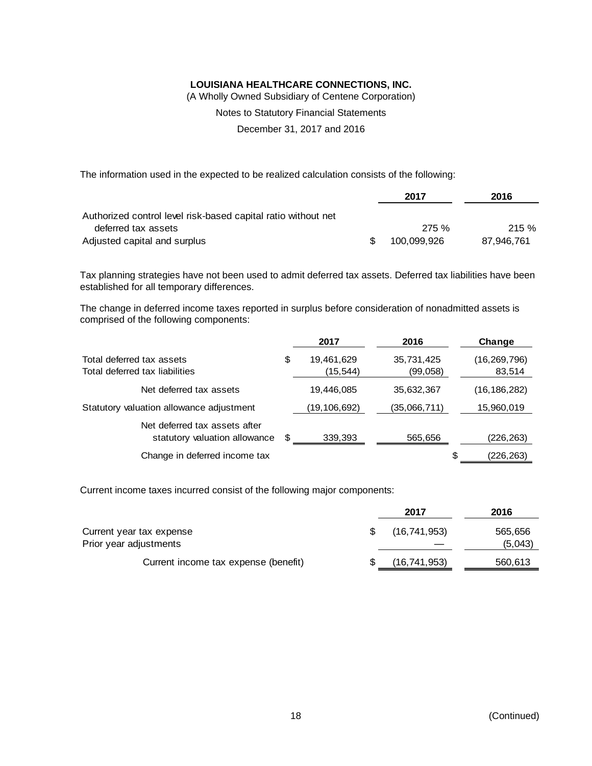**LOUISIANA HEALTHCARE CONNECTIONS, INC.**

(A Wholly Owned Subsidiary of Centene Corporation)

Notes to Statutory Financial Statements

December 31, 2017 and 2016

The information used in the expected to be realized calculation consists of the following:

| | 2017 | 2016 |
|---|---|---|
| Authorized control level risk-based capital ratio without net deferred tax assets | 275 % | 215 % |
| Adjusted capital and surplus | $ 100,099,926 | 87,946,761 |

Tax planning strategies have not been used to admit deferred tax assets. Deferred tax liabilities have been established for all temporary differences.

The change in deferred income taxes reported in surplus before consideration of nonadmitted assets is comprised of the following components:

| | 2017 | 2016 | Change |
|---|---|---|---|
| Total deferred tax assets | $ 19,461,629 | 35,731,425 | (16,269,796) |
| Total deferred tax liabilities | (15,544) | (99,058) | 83,514 |
| Net deferred tax assets | 19,446,085 | 35,632,367 | (16,186,282) |
| Statutory valuation allowance adjustment | (19,106,692) | (35,066,711) | 15,960,019 |
| Net deferred tax assets after statutory valuation allowance | $ 339,393 | 565,656 | (226,263) |
| Change in deferred income tax | | | $ (226,263) |

Current income taxes incurred consist of the following major components:

| | 2017 | 2016 |
|---|---|---|
| Current year tax expense | $ (16,741,953) | 565,656 |
| Prior year adjustments | — | (5,043) |
| Current income tax expense (benefit) | $ (16,741,953) | 560,613 |

(Continued)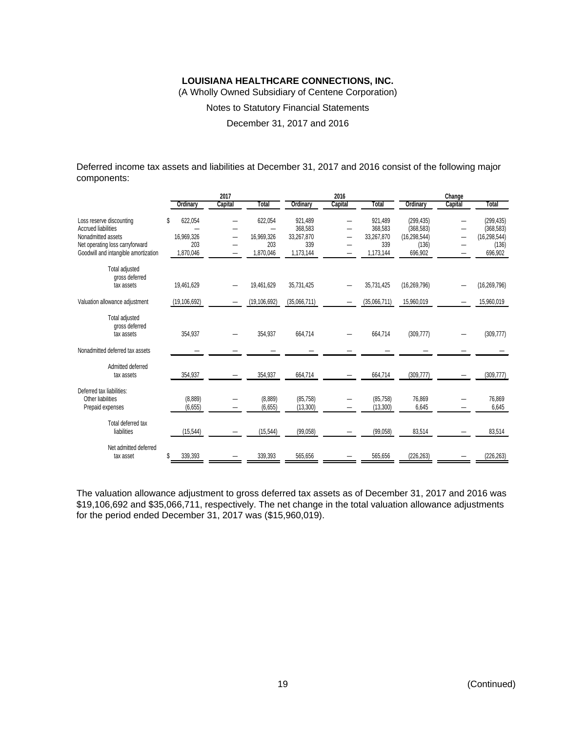**LOUISIANA HEALTHCARE CONNECTIONS, INC.**
(A Wholly Owned Subsidiary of Centene Corporation)
Notes to Statutory Financial Statements
December 31, 2017 and 2016

Deferred income tax assets and liabilities at December 31, 2017 and 2016 consist of the following major components:

| | 2017 | | | 2016 | | | Change | | |
|---|---|---|---|---|---|---|---|---|---|
| | Ordinary | Capital | Total | Ordinary | Capital | Total | Ordinary | Capital | Total |
| Loss reserve discounting | $ 622,054 | — | 622,054 | 921,489 | — | 921,489 | (299,435) | — | (299,435) |
| Accrued liabilities | — | — | — | 368,583 | — | 368,583 | (368,583) | — | (368,583) |
| Nonadmitted assets | 16,969,326 | — | 16,969,326 | 33,267,870 | — | 33,267,870 | (16,298,544) | — | (16,298,544) |
| Net operating loss carryforward | 203 | — | 203 | 339 | — | 339 | (136) | — | (136) |
| Goodwill and intangible amortization | 1,870,046 | — | 1,870,046 | 1,173,144 | — | 1,173,144 | 696,902 | — | 696,902 |
| Total adjusted gross deferred tax assets | 19,461,629 | — | 19,461,629 | 35,731,425 | — | 35,731,425 | (16,269,796) | — | (16,269,796) |
| Valuation allowance adjustment | (19,106,692) | — | (19,106,692) | (35,066,711) | — | (35,066,711) | 15,960,019 | — | 15,960,019 |
| Total adjusted gross deferred tax assets | 354,937 | — | 354,937 | 664,714 | — | 664,714 | (309,777) | — | (309,777) |
| Nonadmitted deferred tax assets | — | — | — | — | — | — | — | — | — |
| Admitted deferred tax assets | 354,937 | — | 354,937 | 664,714 | — | 664,714 | (309,777) | — | (309,777) |
| Deferred tax liabilities: | | | | | | | | | |
| Other liabilities | (8,889) | — | (8,889) | (85,758) | — | (85,758) | 76,869 | — | 76,869 |
| Prepaid expenses | (6,655) | — | (6,655) | (13,300) | — | (13,300) | 6,645 | — | 6,645 |
| Total deferred tax liabilities | (15,544) | — | (15,544) | (99,058) | — | (99,058) | 83,514 | — | 83,514 |
| Net admitted deferred tax asset | $ 339,393 | — | 339,393 | 565,656 | — | 565,656 | (226,263) | — | (226,263) |

The valuation allowance adjustment to gross deferred tax assets as of December 31, 2017 and 2016 was $19,106,692 and $35,066,711, respectively. The net change in the total valuation allowance adjustments for the period ended December 31, 2017 was ($15,960,019).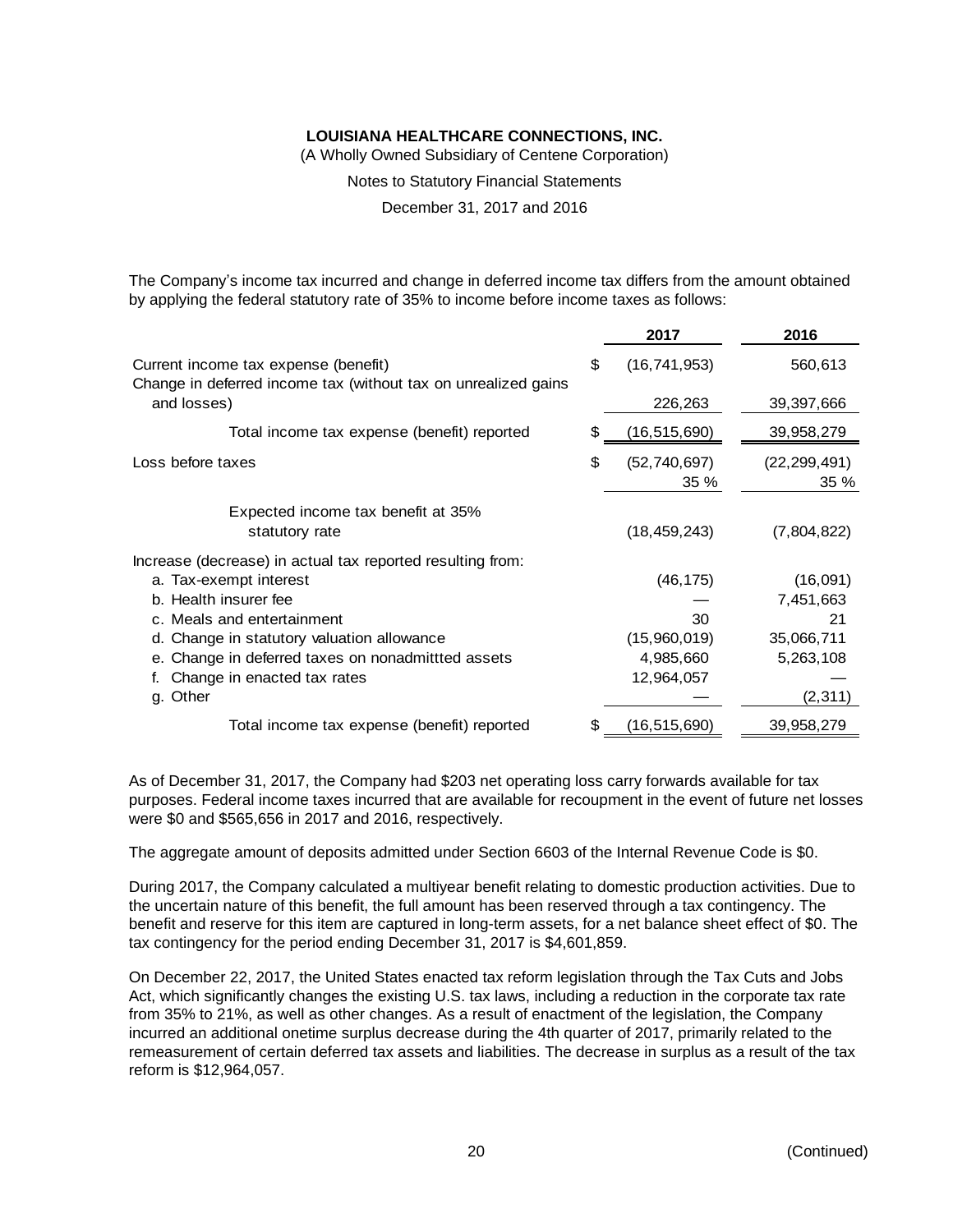**LOUISIANA HEALTHCARE CONNECTIONS, INC.**

(A Wholly Owned Subsidiary of Centene Corporation)

Notes to Statutory Financial Statements

December 31, 2017 and 2016

The Company's income tax incurred and change in deferred income tax differs from the amount obtained by applying the federal statutory rate of 35% to income before income taxes as follows:

| | | 2017 | 2016 |
|---|---|---|---|
| Current income tax expense (benefit) | $ | (16,741,953) | 560,613 |
| Change in deferred income tax (without tax on unrealized gains and losses) | | 226,263 | 39,397,666 |
| Total income tax expense (benefit) reported | $ | (16,515,690) | 39,958,279 |
| Loss before taxes | $ | (52,740,697) | (22,299,491) |
| | | 35 % | 35 % |
| Expected income tax benefit at 35% statutory rate | | (18,459,243) | (7,804,822) |
| Increase (decrease) in actual tax reported resulting from: | | | |
| a. Tax-exempt interest | | (46,175) | (16,091) |
| b. Health insurer fee | | — | 7,451,663 |
| c. Meals and entertainment | | 30 | 21 |
| d. Change in statutory valuation allowance | | (15,960,019) | 35,066,711 |
| e. Change in deferred taxes on nonadmittted assets | | 4,985,660 | 5,263,108 |
| f. Change in enacted tax rates | | 12,964,057 | — |
| g. Other | | — | (2,311) |
| Total income tax expense (benefit) reported | $ | (16,515,690) | 39,958,279 |

As of December 31, 2017, the Company had $203 net operating loss carry forwards available for tax purposes. Federal income taxes incurred that are available for recoupment in the event of future net losses were $0 and $565,656 in 2017 and 2016, respectively.

The aggregate amount of deposits admitted under Section 6603 of the Internal Revenue Code is $0.

During 2017, the Company calculated a multiyear benefit relating to domestic production activities. Due to the uncertain nature of this benefit, the full amount has been reserved through a tax contingency. The benefit and reserve for this item are captured in long-term assets, for a net balance sheet effect of $0. The tax contingency for the period ending December 31, 2017 is $4,601,859.

On December 22, 2017, the United States enacted tax reform legislation through the Tax Cuts and Jobs Act, which significantly changes the existing U.S. tax laws, including a reduction in the corporate tax rate from 35% to 21%, as well as other changes. As a result of enactment of the legislation, the Company incurred an additional onetime surplus decrease during the 4th quarter of 2017, primarily related to the remeasurement of certain deferred tax assets and liabilities. The decrease in surplus as a result of the tax reform is $12,964,057.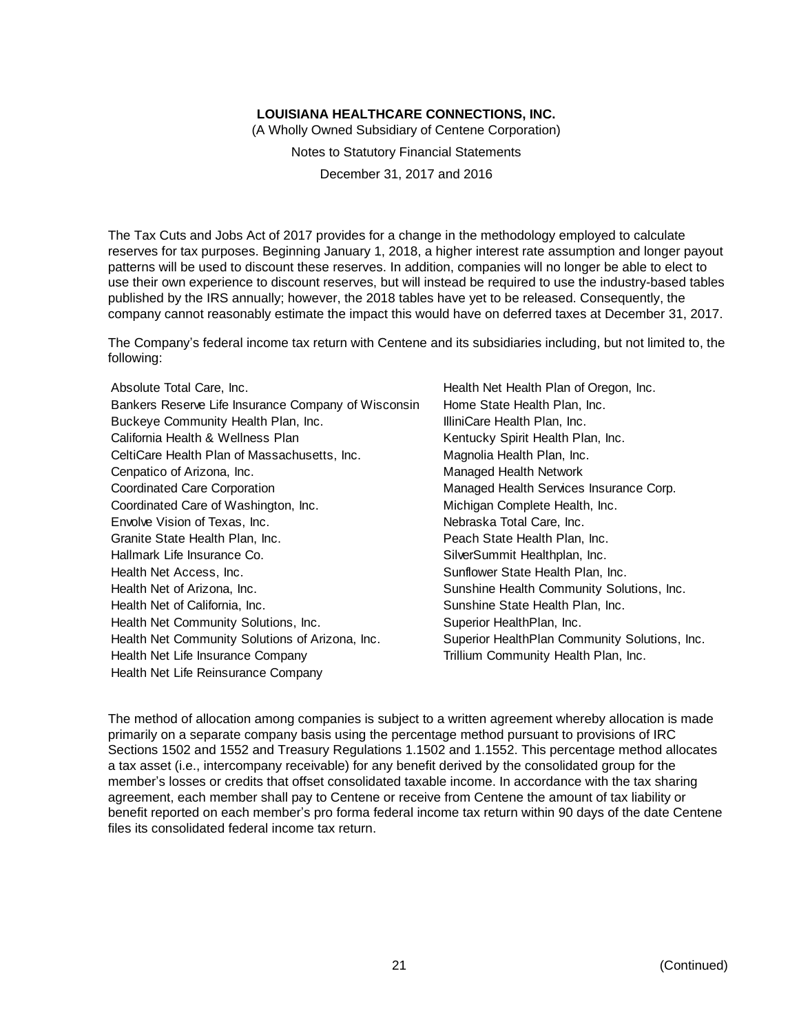The Tax Cuts and Jobs Act of 2017 provides for a change in the methodology employed to calculate reserves for tax purposes. Beginning January 1, 2018, a higher interest rate assumption and longer payout patterns will be used to discount these reserves. In addition, companies will no longer be able to elect to use their own experience to discount reserves, but will instead be required to use the industry-based tables published by the IRS annually; however, the 2018 tables have yet to be released. Consequently, the company cannot reasonably estimate the impact this would have on deferred taxes at December 31, 2017.

The Company's federal income tax return with Centene and its subsidiaries including, but not limited to, the following:

- Absolute Total Care, Inc.
- Bankers Reserve Life Insurance Company of Wisconsin
- Buckeye Community Health Plan, Inc.
- California Health & Wellness Plan
- CeltiCare Health Plan of Massachusetts, Inc.
- Cenpatico of Arizona, Inc.
- Coordinated Care Corporation
- Coordinated Care of Washington, Inc.
- Envolve Vision of Texas, Inc.
- Granite State Health Plan, Inc.
- Hallmark Life Insurance Co.
- Health Net Access, Inc.
- Health Net of Arizona, Inc.
- Health Net of California, Inc.
- Health Net Community Solutions, Inc.
- Health Net Community Solutions of Arizona, Inc.
- Health Net Life Insurance Company
- Health Net Life Reinsurance Company
- Health Net Health Plan of Oregon, Inc.
- Home State Health Plan, Inc.
- IlliniCare Health Plan, Inc.
- Kentucky Spirit Health Plan, Inc.
- Magnolia Health Plan, Inc.
- Managed Health Network
- Managed Health Services Insurance Corp.
- Michigan Complete Health, Inc.
- Nebraska Total Care, Inc.
- Peach State Health Plan, Inc.
- SilverSummit Healthplan, Inc.
- Sunflower State Health Plan, Inc.
- Sunshine Health Community Solutions, Inc.
- Sunshine State Health Plan, Inc.
- Superior HealthPlan, Inc.
- Superior HealthPlan Community Solutions, Inc.
- Trillium Community Health Plan, Inc.

The method of allocation among companies is subject to a written agreement whereby allocation is made primarily on a separate company basis using the percentage method pursuant to provisions of IRC Sections 1502 and 1552 and Treasury Regulations 1.1502 and 1.1552. This percentage method allocates a tax asset (i.e., intercompany receivable) for any benefit derived by the consolidated group for the member's losses or credits that offset consolidated taxable income. In accordance with the tax sharing agreement, each member shall pay to Centene or receive from Centene the amount of tax liability or benefit reported on each member's pro forma federal income tax return within 90 days of the date Centene files its consolidated federal income tax return.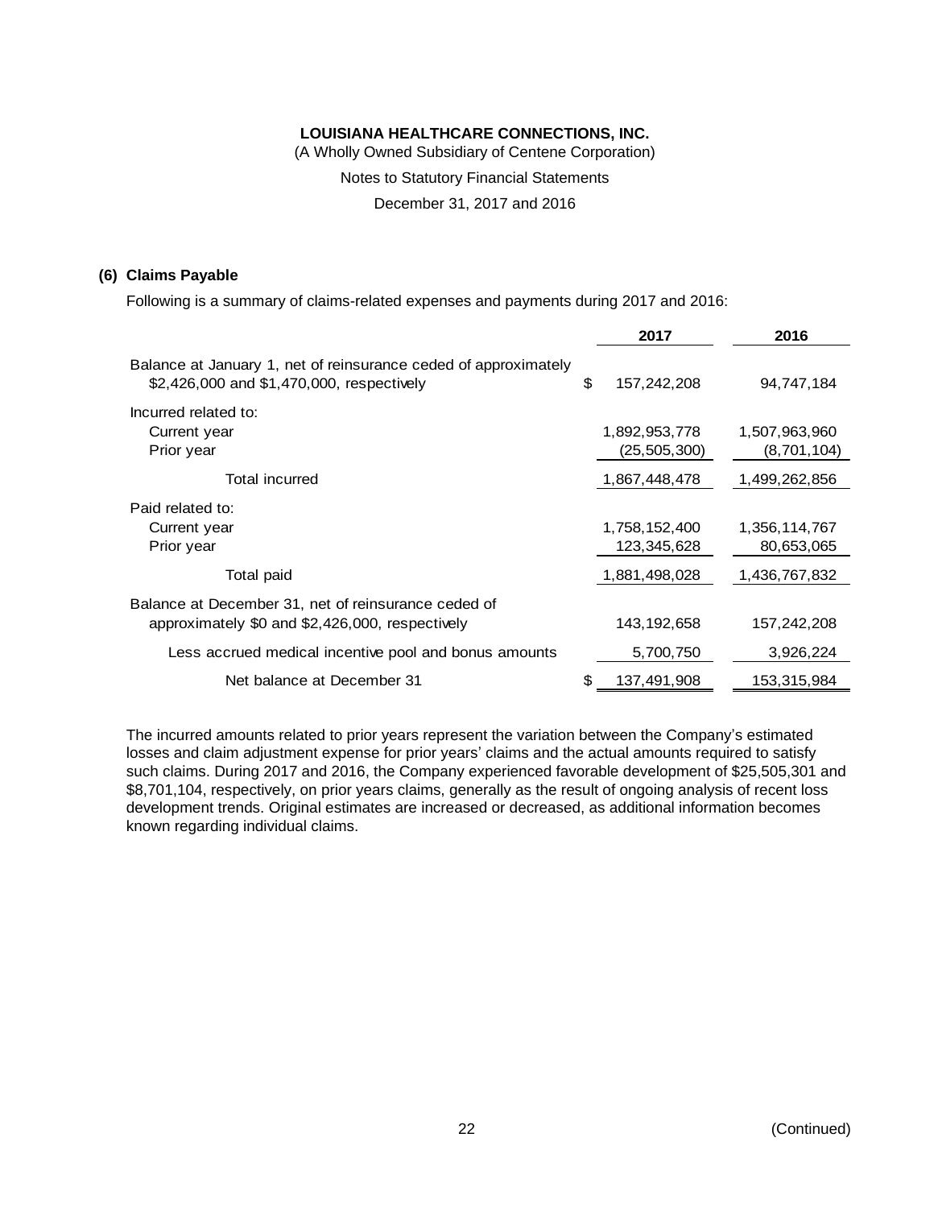**LOUISIANA HEALTHCARE CONNECTIONS, INC.**
(A Wholly Owned Subsidiary of Centene Corporation)
Notes to Statutory Financial Statements
December 31, 2017 and 2016

## (6) Claims Payable

Following is a summary of claims-related expenses and payments during 2017 and 2016:

| | 2017 | 2016 |
|---|---|---|
| Balance at January 1, net of reinsurance ceded of approximately $2,426,000 and $1,470,000, respectively | $ 157,242,208 | 94,747,184 |
| Incurred related to: | | |
| Current year | 1,892,953,778 | 1,507,963,960 |
| Prior year | (25,505,300) | (8,701,104) |
| Total incurred | 1,867,448,478 | 1,499,262,856 |
| Paid related to: | | |
| Current year | 1,758,152,400 | 1,356,114,767 |
| Prior year | 123,345,628 | 80,653,065 |
| Total paid | 1,881,498,028 | 1,436,767,832 |
| Balance at December 31, net of reinsurance ceded of approximately $0 and $2,426,000, respectively | 143,192,658 | 157,242,208 |
| Less accrued medical incentive pool and bonus amounts | 5,700,750 | 3,926,224 |
| Net balance at December 31 | $ 137,491,908 | 153,315,984 |

The incurred amounts related to prior years represent the variation between the Company's estimated losses and claim adjustment expense for prior years' claims and the actual amounts required to satisfy such claims. During 2017 and 2016, the Company experienced favorable development of $25,505,301 and $8,701,104, respectively, on prior years claims, generally as the result of ongoing analysis of recent loss development trends. Original estimates are increased or decreased, as additional information becomes known regarding individual claims.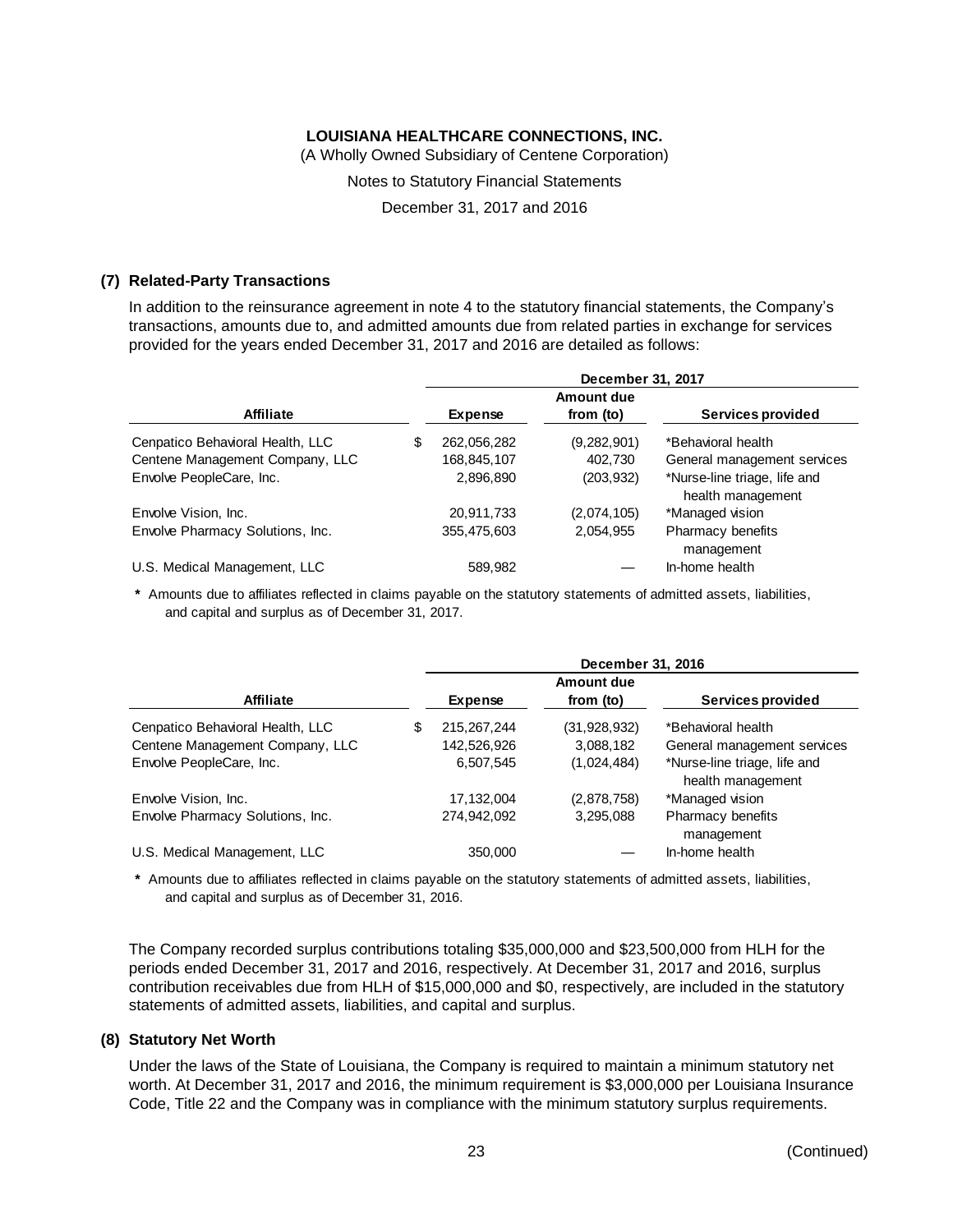### (7) Related-Party Transactions

In addition to the reinsurance agreement in note 4 to the statutory financial statements, the Company's transactions, amounts due to, and admitted amounts due from related parties in exchange for services provided for the years ended December 31, 2017 and 2016 are detailed as follows:

| | December 31, 2017 | | |
|---|---|---|---|
| **Affiliate** | **Expense** | **Amount due from (to)** | **Services provided** |
| Cenpatico Behavioral Health, LLC | $ 262,056,282 | (9,282,901) | *Behavioral health |
| Centene Management Company, LLC | 168,845,107 | 402,730 | General management services |
| Envolve PeopleCare, Inc. | 2,896,890 | (203,932) | *Nurse-line triage, life and health management |
| Envolve Vision, Inc. | 20,911,733 | (2,074,105) | *Managed vision |
| Envolve Pharmacy Solutions, Inc. | 355,475,603 | 2,054,955 | Pharmacy benefits management |
| U.S. Medical Management, LLC | 589,982 | — | In-home health |

**\*** Amounts due to affiliates reflected in claims payable on the statutory statements of admitted assets, liabilities, and capital and surplus as of December 31, 2017.

| | December 31, 2016 | | |
|---|---|---|---|
| **Affiliate** | **Expense** | **Amount due from (to)** | **Services provided** |
| Cenpatico Behavioral Health, LLC | $ 215,267,244 | (31,928,932) | *Behavioral health |
| Centene Management Company, LLC | 142,526,926 | 3,088,182 | General management services |
| Envolve PeopleCare, Inc. | 6,507,545 | (1,024,484) | *Nurse-line triage, life and health management |
| Envolve Vision, Inc. | 17,132,004 | (2,878,758) | *Managed vision |
| Envolve Pharmacy Solutions, Inc. | 274,942,092 | 3,295,088 | Pharmacy benefits management |
| U.S. Medical Management, LLC | 350,000 | — | In-home health |

**\*** Amounts due to affiliates reflected in claims payable on the statutory statements of admitted assets, liabilities, and capital and surplus as of December 31, 2016.

The Company recorded surplus contributions totaling $35,000,000 and $23,500,000 from HLH for the periods ended December 31, 2017 and 2016, respectively. At December 31, 2017 and 2016, surplus contribution receivables due from HLH of $15,000,000 and $0, respectively, are included in the statutory statements of admitted assets, liabilities, and capital and surplus.

### (8) Statutory Net Worth

Under the laws of the State of Louisiana, the Company is required to maintain a minimum statutory net worth. At December 31, 2017 and 2016, the minimum requirement is $3,000,000 per Louisiana Insurance Code, Title 22 and the Company was in compliance with the minimum statutory surplus requirements.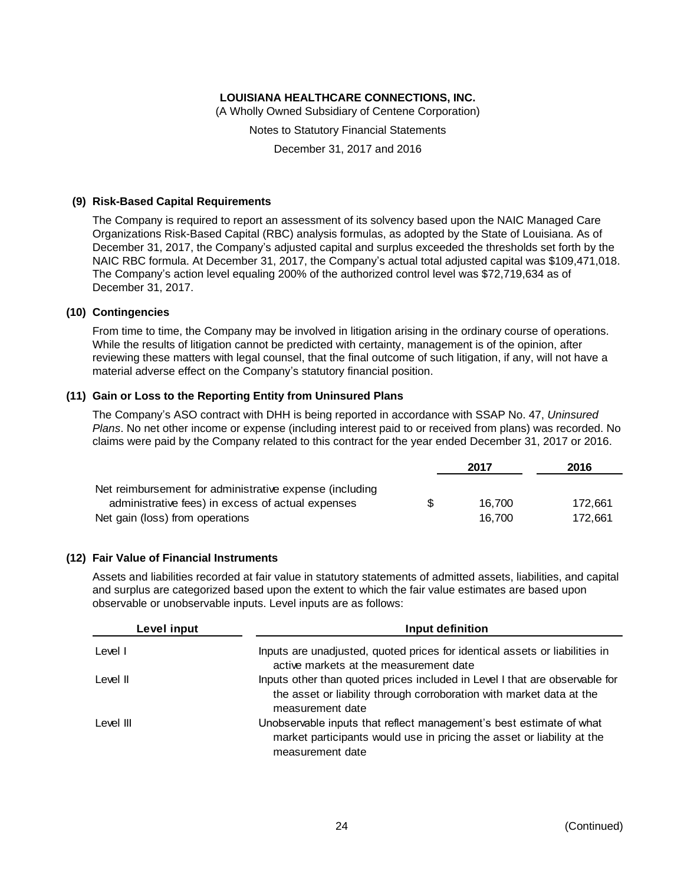**LOUISIANA HEALTHCARE CONNECTIONS, INC.**
(A Wholly Owned Subsidiary of Centene Corporation)
Notes to Statutory Financial Statements
December 31, 2017 and 2016

## (9) Risk-Based Capital Requirements

The Company is required to report an assessment of its solvency based upon the NAIC Managed Care Organizations Risk-Based Capital (RBC) analysis formulas, as adopted by the State of Louisiana. As of December 31, 2017, the Company's adjusted capital and surplus exceeded the thresholds set forth by the NAIC RBC formula. At December 31, 2017, the Company's actual total adjusted capital was $109,471,018. The Company's action level equaling 200% of the authorized control level was $72,719,634 as of December 31, 2017.

## (10) Contingencies

From time to time, the Company may be involved in litigation arising in the ordinary course of operations. While the results of litigation cannot be predicted with certainty, management is of the opinion, after reviewing these matters with legal counsel, that the final outcome of such litigation, if any, will not have a material adverse effect on the Company's statutory financial position.

## (11) Gain or Loss to the Reporting Entity from Uninsured Plans

The Company's ASO contract with DHH is being reported in accordance with SSAP No. 47, *Uninsured Plans*. No net other income or expense (including interest paid to or received from plans) was recorded. No claims were paid by the Company related to this contract for the year ended December 31, 2017 or 2016.

| | 2017 | 2016 |
|---|---|---|
| Net reimbursement for administrative expense (including administrative fees) in excess of actual expenses | $ 16,700 | 172,661 |
| Net gain (loss) from operations | 16,700 | 172,661 |

## (12) Fair Value of Financial Instruments

Assets and liabilities recorded at fair value in statutory statements of admitted assets, liabilities, and capital and surplus are categorized based upon the extent to which the fair value estimates are based upon observable or unobservable inputs. Level inputs are as follows:

| Level input | Input definition |
|---|---|
| Level I | Inputs are unadjusted, quoted prices for identical assets or liabilities in active markets at the measurement date |
| Level II | Inputs other than quoted prices included in Level I that are observable for the asset or liability through corroboration with market data at the measurement date |
| Level III | Unobservable inputs that reflect management's best estimate of what market participants would use in pricing the asset or liability at the measurement date |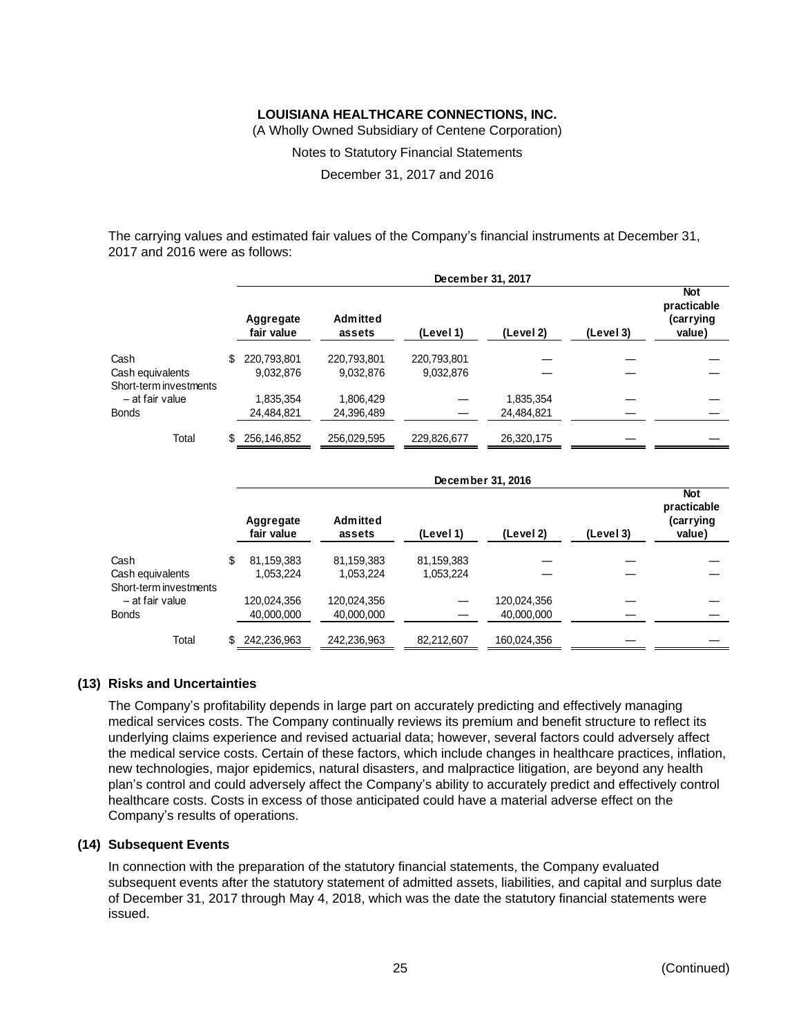The carrying values and estimated fair values of the Company's financial instruments at December 31, 2017 and 2016 were as follows:

| | December 31, 2017 | | | | | |
|---|---|---|---|---|---|---|
| | Aggregate fair value | Admitted assets | (Level 1) | (Level 2) | (Level 3) | Not practicable (carrying value) |
| Cash | $ 220,793,801 | 220,793,801 | 220,793,801 | — | — | — |
| Cash equivalents | 9,032,876 | 9,032,876 | 9,032,876 | — | — | — |
| Short-term investments – at fair value | 1,835,354 | 1,806,429 | — | 1,835,354 | — | — |
| Bonds | 24,484,821 | 24,396,489 | — | 24,484,821 | — | — |
| Total | $ 256,146,852 | 256,029,595 | 229,826,677 | 26,320,175 | — | — |

| | December 31, 2016 | | | | | |
|---|---|---|---|---|---|---|
| | Aggregate fair value | Admitted assets | (Level 1) | (Level 2) | (Level 3) | Not practicable (carrying value) |
| Cash | $ 81,159,383 | 81,159,383 | 81,159,383 | — | — | — |
| Cash equivalents | 1,053,224 | 1,053,224 | 1,053,224 | — | — | — |
| Short-term investments – at fair value | 120,024,356 | 120,024,356 | — | 120,024,356 | — | — |
| Bonds | 40,000,000 | 40,000,000 | — | 40,000,000 | — | — |
| Total | $ 242,236,963 | 242,236,963 | 82,212,607 | 160,024,356 | — | — |

## (13) Risks and Uncertainties

The Company's profitability depends in large part on accurately predicting and effectively managing medical services costs. The Company continually reviews its premium and benefit structure to reflect its underlying claims experience and revised actuarial data; however, several factors could adversely affect the medical service costs. Certain of these factors, which include changes in healthcare practices, inflation, new technologies, major epidemics, natural disasters, and malpractice litigation, are beyond any health plan's control and could adversely affect the Company's ability to accurately predict and effectively control healthcare costs. Costs in excess of those anticipated could have a material adverse effect on the Company's results of operations.

## (14) Subsequent Events

In connection with the preparation of the statutory financial statements, the Company evaluated subsequent events after the statutory statement of admitted assets, liabilities, and capital and surplus date of December 31, 2017 through May 4, 2018, which was the date the statutory financial statements were issued.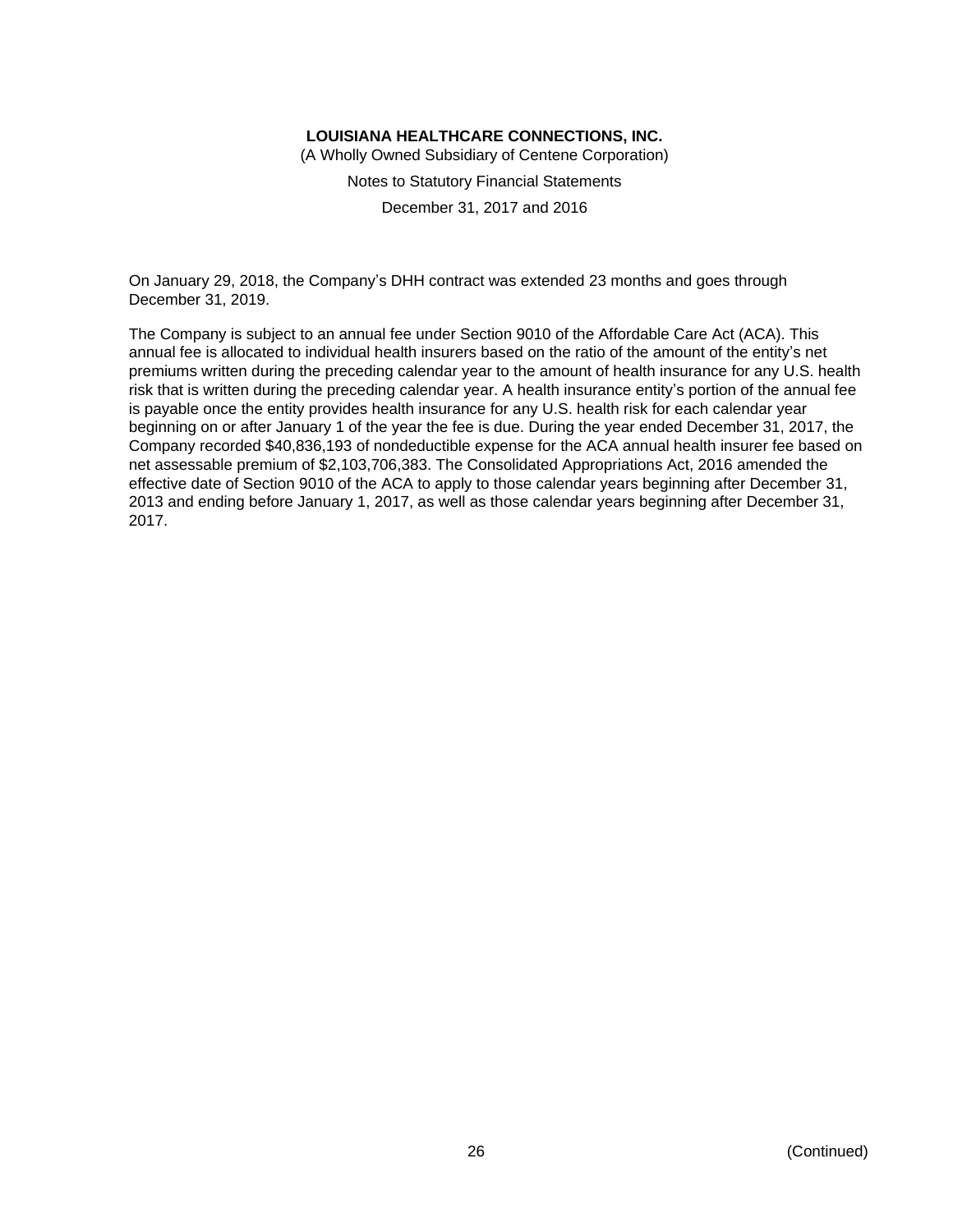On January 29, 2018, the Company's DHH contract was extended 23 months and goes through December 31, 2019.

The Company is subject to an annual fee under Section 9010 of the Affordable Care Act (ACA). This annual fee is allocated to individual health insurers based on the ratio of the amount of the entity's net premiums written during the preceding calendar year to the amount of health insurance for any U.S. health risk that is written during the preceding calendar year. A health insurance entity's portion of the annual fee is payable once the entity provides health insurance for any U.S. health risk for each calendar year beginning on or after January 1 of the year the fee is due. During the year ended December 31, 2017, the Company recorded $40,836,193 of nondeductible expense for the ACA annual health insurer fee based on net assessable premium of $2,103,706,383. The Consolidated Appropriations Act, 2016 amended the effective date of Section 9010 of the ACA to apply to those calendar years beginning after December 31, 2013 and ending before January 1, 2017, as well as those calendar years beginning after December 31, 2017.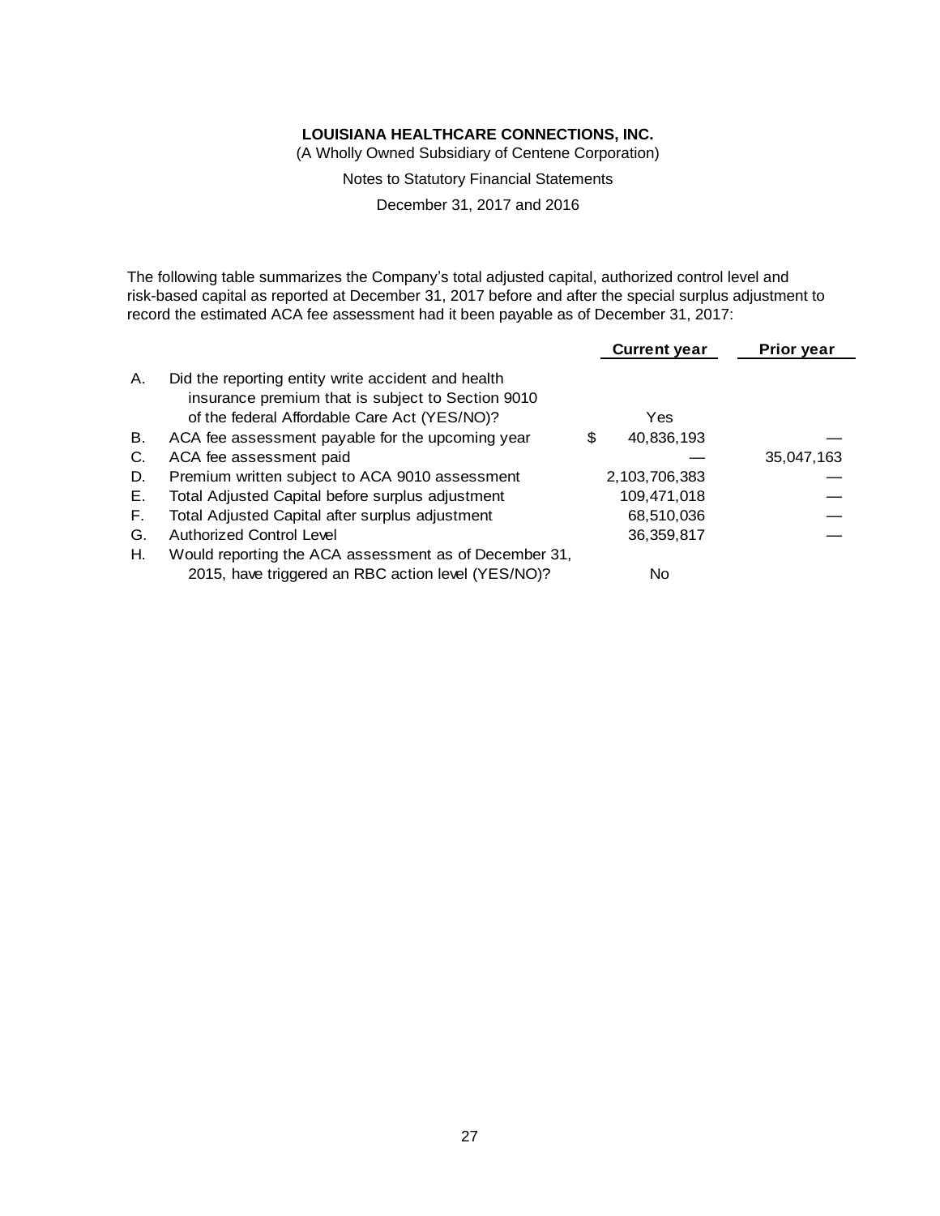**LOUISIANA HEALTHCARE CONNECTIONS, INC.**

(A Wholly Owned Subsidiary of Centene Corporation)

Notes to Statutory Financial Statements

December 31, 2017 and 2016

The following table summarizes the Company's total adjusted capital, authorized control level and risk-based capital as reported at December 31, 2017 before and after the special surplus adjustment to record the estimated ACA fee assessment had it been payable as of December 31, 2017:

| | | Current year | Prior year |
|---|---|---|---|
| A. | Did the reporting entity write accident and health insurance premium that is subject to Section 9010 of the federal Affordable Care Act (YES/NO)? | Yes | |
| B. | ACA fee assessment payable for the upcoming year | $ 40,836,193 | — |
| C. | ACA fee assessment paid | — | 35,047,163 |
| D. | Premium written subject to ACA 9010 assessment | 2,103,706,383 | — |
| E. | Total Adjusted Capital before surplus adjustment | 109,471,018 | — |
| F. | Total Adjusted Capital after surplus adjustment | 68,510,036 | — |
| G. | Authorized Control Level | 36,359,817 | — |
| H. | Would reporting the ACA assessment as of December 31, 2015, have triggered an RBC action level (YES/NO)? | No | |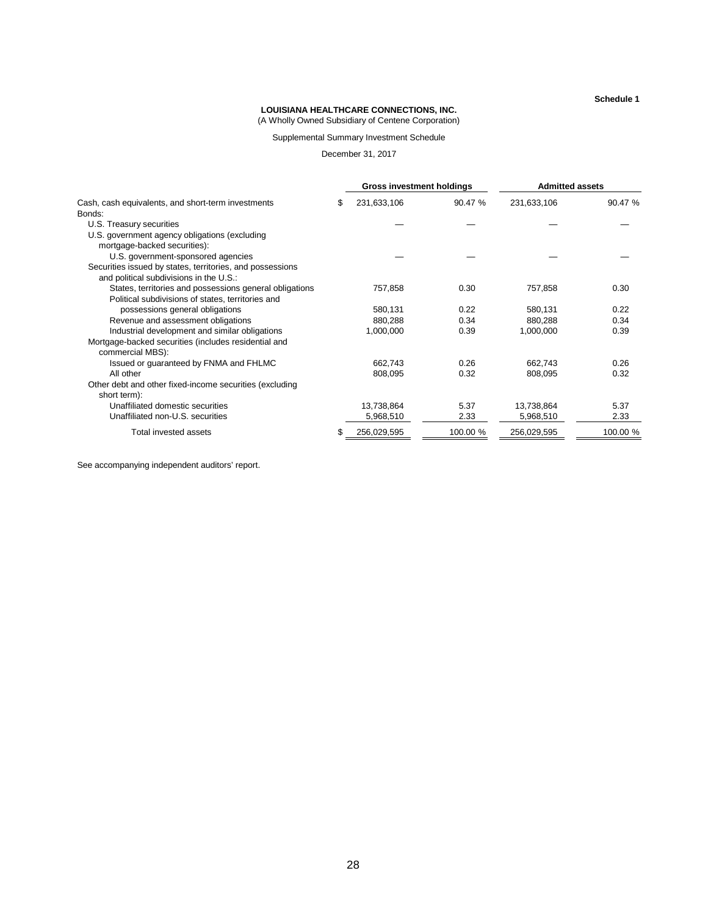**Schedule 1**

**LOUISIANA HEALTHCARE CONNECTIONS, INC.**

(A Wholly Owned Subsidiary of Centene Corporation)

Supplemental Summary Investment Schedule

December 31, 2017

| | Gross investment holdings | | Admitted assets | |
|---|---|---|---|---|
| Cash, cash equivalents, and short-term investments | $ 231,633,106 | 90.47 % | 231,633,106 | 90.47 % |
| Bonds: | | | | |
| U.S. Treasury securities | — | — | — | — |
| U.S. government agency obligations (excluding mortgage-backed securities): | | | | |
| U.S. government-sponsored agencies | — | — | — | — |
| Securities issued by states, territories, and possessions and political subdivisions in the U.S.: | | | | |
| States, territories and possessions general obligations | 757,858 | 0.30 | 757,858 | 0.30 |
| Political subdivisions of states, territories and possessions general obligations | 580,131 | 0.22 | 580,131 | 0.22 |
| Revenue and assessment obligations | 880,288 | 0.34 | 880,288 | 0.34 |
| Industrial development and similar obligations | 1,000,000 | 0.39 | 1,000,000 | 0.39 |
| Mortgage-backed securities (includes residential and commercial MBS): | | | | |
| Issued or guaranteed by FNMA and FHLMC | 662,743 | 0.26 | 662,743 | 0.26 |
| All other | 808,095 | 0.32 | 808,095 | 0.32 |
| Other debt and other fixed-income securities (excluding short term): | | | | |
| Unaffiliated domestic securities | 13,738,864 | 5.37 | 13,738,864 | 5.37 |
| Unaffiliated non-U.S. securities | 5,968,510 | 2.33 | 5,968,510 | 2.33 |
| Total invested assets | $ 256,029,595 | 100.00 % | 256,029,595 | 100.00 % |

See accompanying independent auditors' report.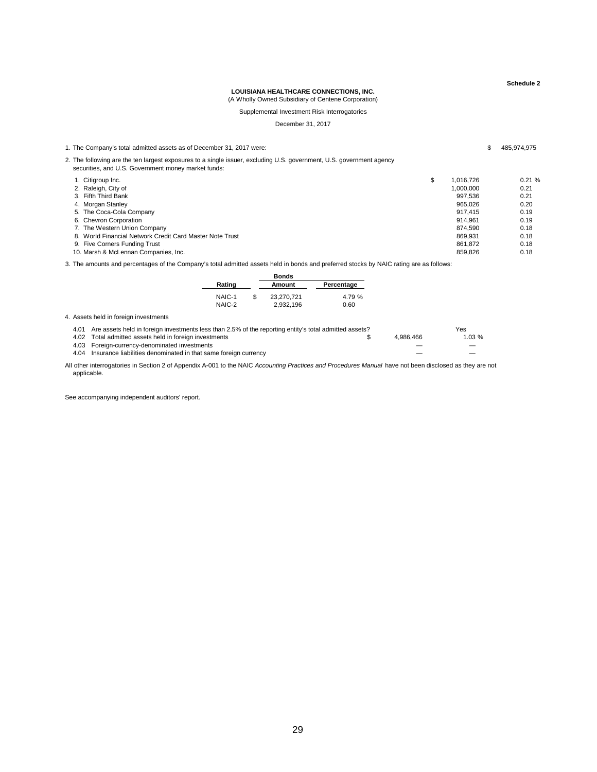Schedule 2

**LOUISIANA HEALTHCARE CONNECTIONS, INC.**
(A Wholly Owned Subsidiary of Centene Corporation)

Supplemental Investment Risk Interrogatories

December 31, 2017

1. The Company's total admitted assets as of December 31, 2017 were: $ 485,974,975

2. The following are the ten largest exposures to a single issuer, excluding U.S. government, U.S. government agency securities, and U.S. Government money market funds:

| | | |
|---|---|---|
| 1. Citigroup Inc. | $ 1,016,726 | 0.21 % |
| 2. Raleigh, City of | 1,000,000 | 0.21 |
| 3. Fifth Third Bank | 997,536 | 0.21 |
| 4. Morgan Stanley | 965,026 | 0.20 |
| 5. The Coca-Cola Company | 917,415 | 0.19 |
| 6. Chevron Corporation | 914,961 | 0.19 |
| 7. The Western Union Company | 874,590 | 0.18 |
| 8. World Financial Network Credit Card Master Note Trust | 869,931 | 0.18 |
| 9. Five Corners Funding Trust | 861,872 | 0.18 |
| 10. Marsh & McLennan Companies, Inc. | 859,826 | 0.18 |

3. The amounts and percentages of the Company's total admitted assets held in bonds and preferred stocks by NAIC rating are as follows:

| | Bonds | |
|---|---|---|
| **Rating** | **Amount** | **Percentage** |
| NAIC-1 | $ 23,270,721 | 4.79 % |
| NAIC-2 | 2,932,196 | 0.60 |

4. Assets held in foreign investments

| | | |
|---|---|---|
| 4.01 Are assets held in foreign investments less than 2.5% of the reporting entity's total admitted assets? | | Yes |
| 4.02 Total admitted assets held in foreign investments | $ 4,986,466 | 1.03 % |
| 4.03 Foreign-currency-denominated investments | — | — |
| 4.04 Insurance liabilities denominated in that same foreign currency | — | — |

All other interrogatories in Section 2 of Appendix A-001 to the NAIC *Accounting Practices and Procedures Manual* have not been disclosed as they are not applicable.

See accompanying independent auditors' report.